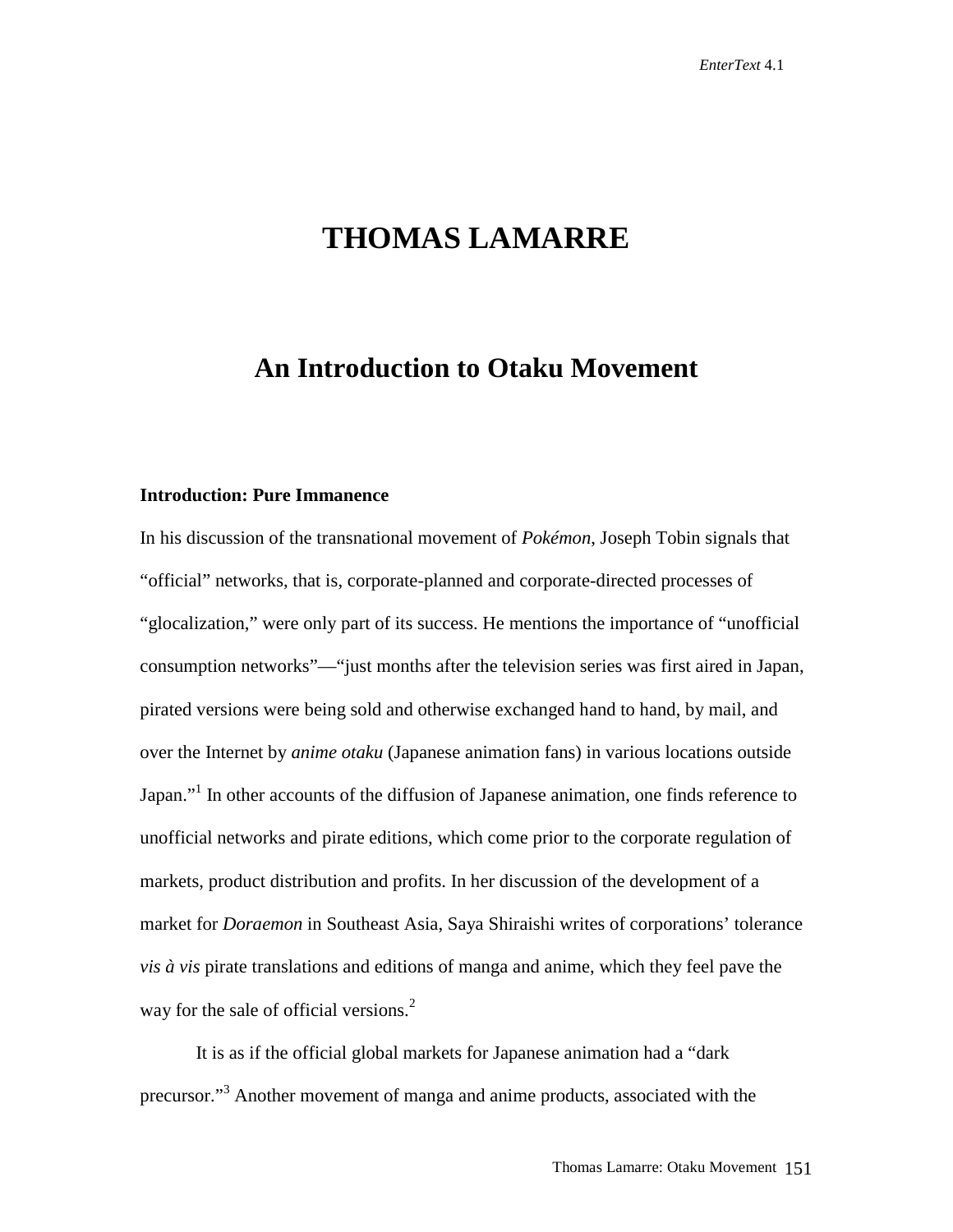# THOMAS LAMARRE

## An Introduction to Otaku Movement

### Introduction: Pure Immanence

In his discussion of the transnational movement of *Pokémon*, Joseph Tobin signals that "official" networks, that is, corporate-planned and corporate-directed processes of "glocalization," were only part of its success. He mentions the importance of "unofficial consumption networks"—"just months after the television series was first aired in Japan, pirated versions were being sold and otherwise exchanged hand to hand, by mail, and over the Internet by *anime otaku* (Japanese animation fans) in various locations outside Japan."[1] In other accounts of the diffusion of Japanese animation, one finds reference to unofficial networks and pirate editions, which come prior to the corporate regulation of markets, product distribution and profits. In her discussion of the development of a market for *Doraemon* in Southeast Asia, Saya Shiraishi writes of corporations' tolerance *vis à vis* pirate translations and editions of manga and anime, which they feel pave the way for the sale of official versions.[2]

It is as if the official global markets for Japanese animation had a "dark precursor."[3] Another movement of manga and anime products, associated with the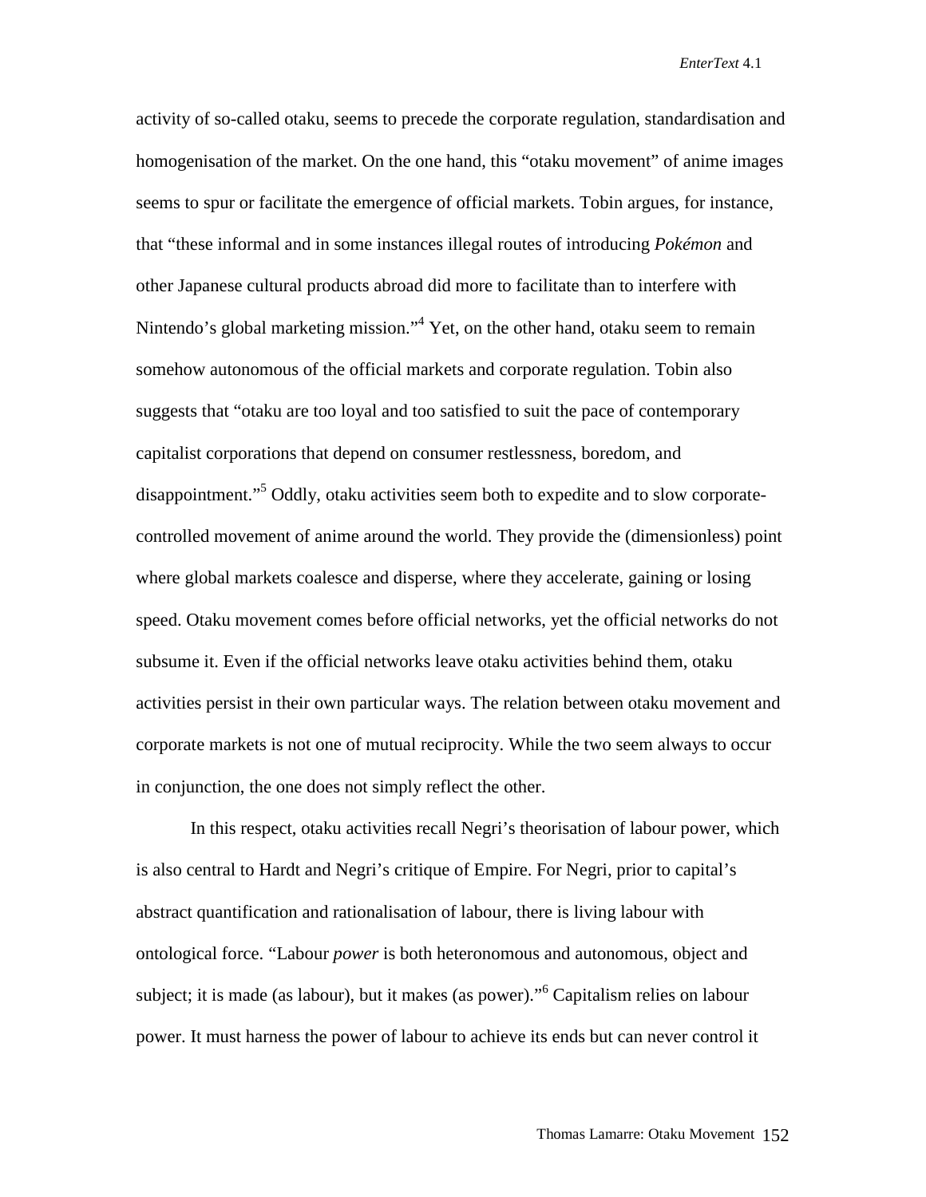activity of so-called otaku, seems to precede the corporate regulation, standardisation and homogenisation of the market. On the one hand, this "otaku movement" of anime images seems to spur or facilitate the emergence of official markets. Tobin argues, for instance, that "these informal and in some instances illegal routes of introducing *Pokémon* and other Japanese cultural products abroad did more to facilitate than to interfere with Nintendo's global marketing mission."[4] Yet, on the other hand, otaku seem to remain somehow autonomous of the official markets and corporate regulation. Tobin also suggests that "otaku are too loyal and too satisfied to suit the pace of contemporary capitalist corporations that depend on consumer restlessness, boredom, and disappointment."[5] Oddly, otaku activities seem both to expedite and to slow corporate-controlled movement of anime around the world. They provide the (dimensionless) point where global markets coalesce and disperse, where they accelerate, gaining or losing speed. Otaku movement comes before official networks, yet the official networks do not subsume it. Even if the official networks leave otaku activities behind them, otaku activities persist in their own particular ways. The relation between otaku movement and corporate markets is not one of mutual reciprocity. While the two seem always to occur in conjunction, the one does not simply reflect the other.

In this respect, otaku activities recall Negri's theorisation of labour power, which is also central to Hardt and Negri's critique of Empire. For Negri, prior to capital's abstract quantification and rationalisation of labour, there is living labour with ontological force. "Labour *power* is both heteronomous and autonomous, object and subject; it is made (as labour), but it makes (as power)."[6] Capitalism relies on labour power. It must harness the power of labour to achieve its ends but can never control it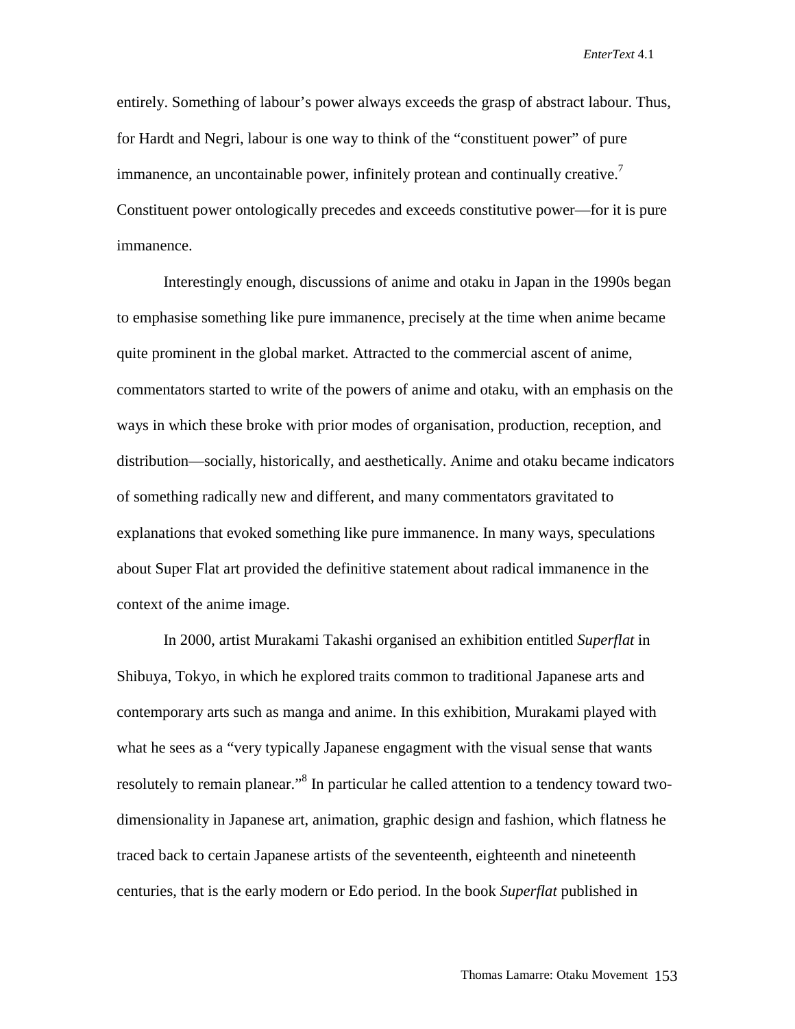entirely. Something of labour's power always exceeds the grasp of abstract labour. Thus, for Hardt and Negri, labour is one way to think of the "constituent power" of pure immanence, an uncontainable power, infinitely protean and continually creative.[7] Constituent power ontologically precedes and exceeds constitutive power—for it is pure immanence.

Interestingly enough, discussions of anime and otaku in Japan in the 1990s began to emphasise something like pure immanence, precisely at the time when anime became quite prominent in the global market. Attracted to the commercial ascent of anime, commentators started to write of the powers of anime and otaku, with an emphasis on the ways in which these broke with prior modes of organisation, production, reception, and distribution—socially, historically, and aesthetically. Anime and otaku became indicators of something radically new and different, and many commentators gravitated to explanations that evoked something like pure immanence. In many ways, speculations about Super Flat art provided the definitive statement about radical immanence in the context of the anime image.

In 2000, artist Murakami Takashi organised an exhibition entitled *Superflat* in Shibuya, Tokyo, in which he explored traits common to traditional Japanese arts and contemporary arts such as manga and anime. In this exhibition, Murakami played with what he sees as a "very typically Japanese engagment with the visual sense that wants resolutely to remain planear."[8] In particular he called attention to a tendency toward two-dimensionality in Japanese art, animation, graphic design and fashion, which flatness he traced back to certain Japanese artists of the seventeenth, eighteenth and nineteenth centuries, that is the early modern or Edo period. In the book *Superflat* published in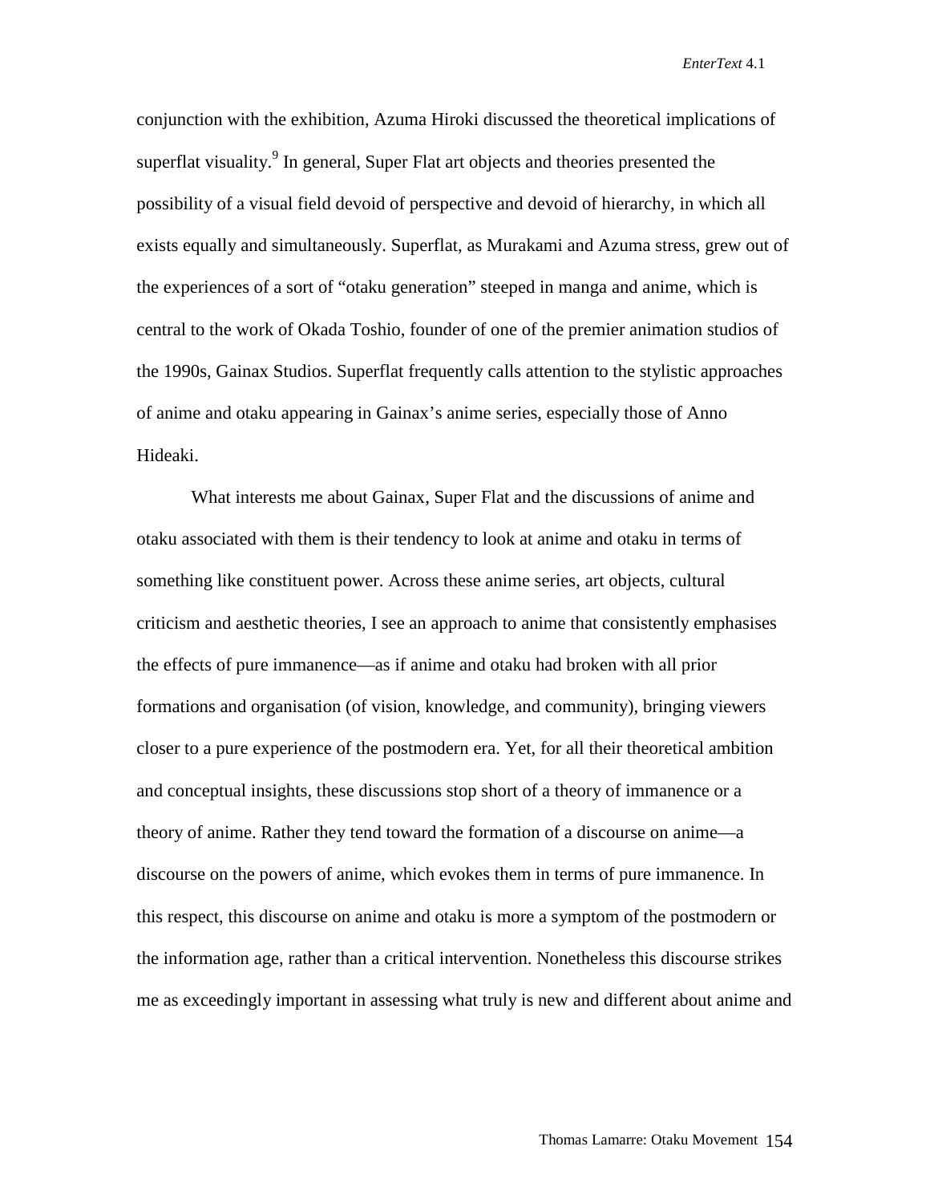conjunction with the exhibition, Azuma Hiroki discussed the theoretical implications of superflat visuality.[9] In general, Super Flat art objects and theories presented the possibility of a visual field devoid of perspective and devoid of hierarchy, in which all exists equally and simultaneously. Superflat, as Murakami and Azuma stress, grew out of the experiences of a sort of "otaku generation" steeped in manga and anime, which is central to the work of Okada Toshio, founder of one of the premier animation studios of the 1990s, Gainax Studios. Superflat frequently calls attention to the stylistic approaches of anime and otaku appearing in Gainax's anime series, especially those of Anno Hideaki.

What interests me about Gainax, Super Flat and the discussions of anime and otaku associated with them is their tendency to look at anime and otaku in terms of something like constituent power. Across these anime series, art objects, cultural criticism and aesthetic theories, I see an approach to anime that consistently emphasises the effects of pure immanence—as if anime and otaku had broken with all prior formations and organisation (of vision, knowledge, and community), bringing viewers closer to a pure experience of the postmodern era. Yet, for all their theoretical ambition and conceptual insights, these discussions stop short of a theory of immanence or a theory of anime. Rather they tend toward the formation of a discourse on anime—a discourse on the powers of anime, which evokes them in terms of pure immanence. In this respect, this discourse on anime and otaku is more a symptom of the postmodern or the information age, rather than a critical intervention. Nonetheless this discourse strikes me as exceedingly important in assessing what truly is new and different about anime and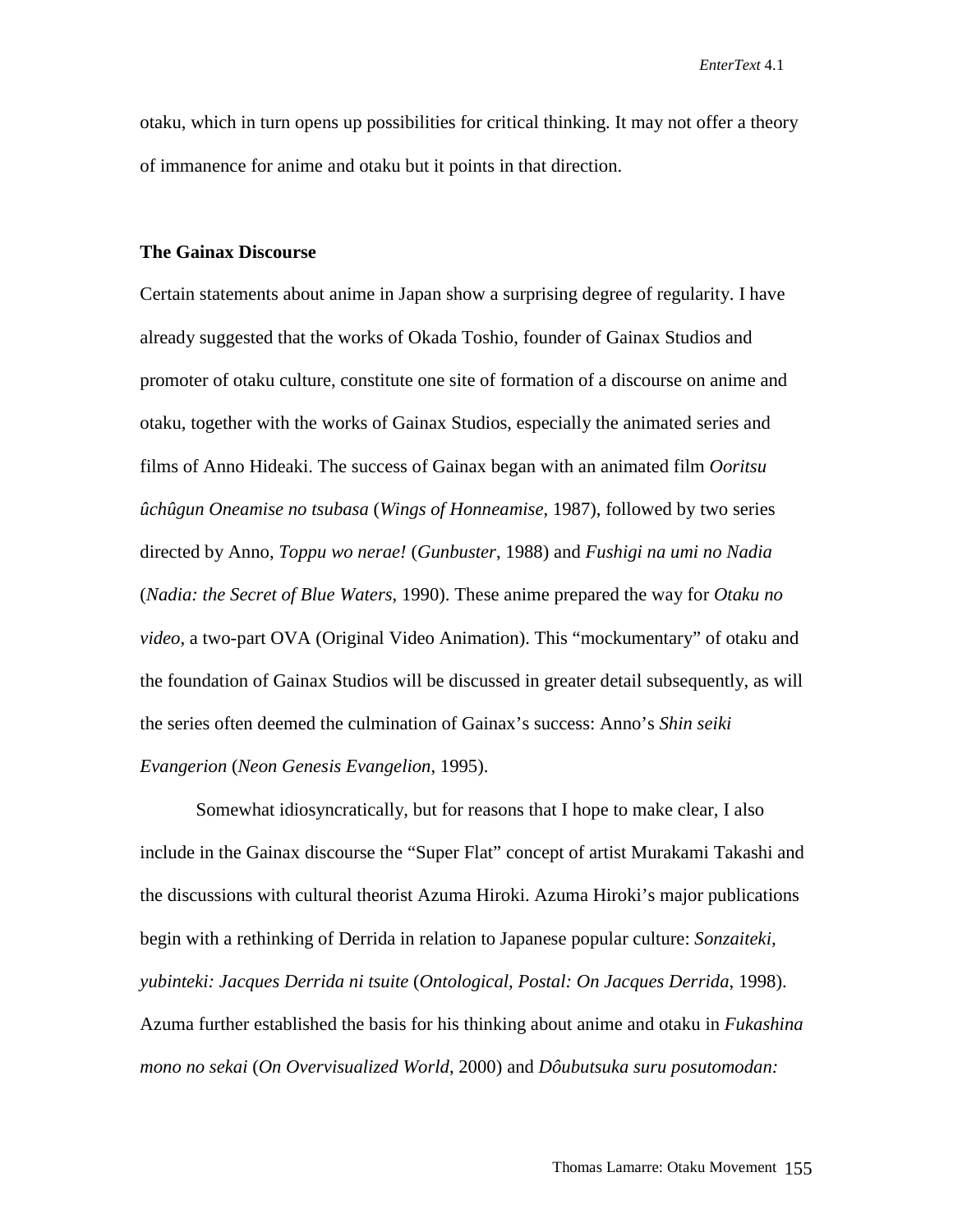otaku, which in turn opens up possibilities for critical thinking. It may not offer a theory of immanence for anime and otaku but it points in that direction.

## The Gainax Discourse

Certain statements about anime in Japan show a surprising degree of regularity. I have already suggested that the works of Okada Toshio, founder of Gainax Studios and promoter of otaku culture, constitute one site of formation of a discourse on anime and otaku, together with the works of Gainax Studios, especially the animated series and films of Anno Hideaki. The success of Gainax began with an animated film *Ooritsu ûchûgun Oneamise no tsubasa* (*Wings of Honneamise*, 1987), followed by two series directed by Anno, *Toppu wo nerae!* (*Gunbuster*, 1988) and *Fushigi na umi no Nadia* (*Nadia: the Secret of Blue Waters*, 1990). These anime prepared the way for *Otaku no video*, a two-part OVA (Original Video Animation). This "mockumentary" of otaku and the foundation of Gainax Studios will be discussed in greater detail subsequently, as will the series often deemed the culmination of Gainax's success: Anno's *Shin seiki Evangerion* (*Neon Genesis Evangelion*, 1995).

Somewhat idiosyncratically, but for reasons that I hope to make clear, I also include in the Gainax discourse the "Super Flat" concept of artist Murakami Takashi and the discussions with cultural theorist Azuma Hiroki. Azuma Hiroki's major publications begin with a rethinking of Derrida in relation to Japanese popular culture: *Sonzaiteki, yubinteki: Jacques Derrida ni tsuite* (*Ontological, Postal: On Jacques Derrida*, 1998). Azuma further established the basis for his thinking about anime and otaku in *Fukashina mono no sekai* (*On Overvisualized World*, 2000) and *Dôubutsuka suru posutomodan:*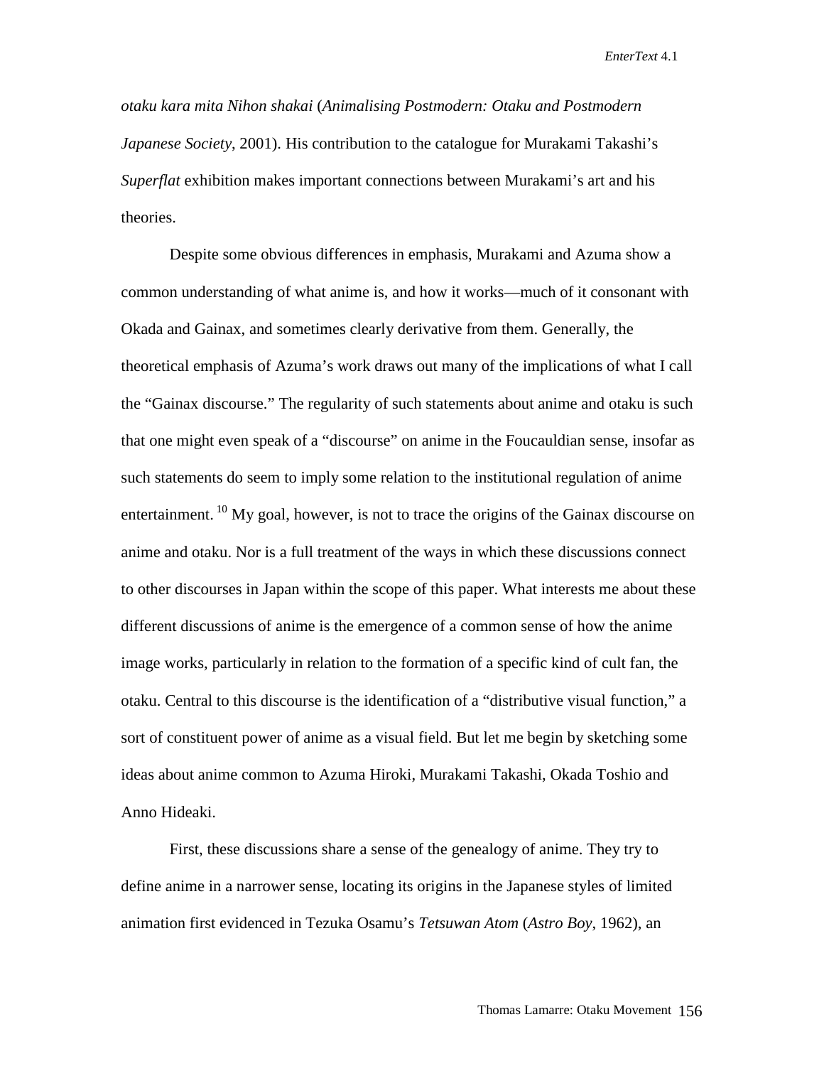*otaku kara mita Nihon shakai* (*Animalising Postmodern: Otaku and Postmodern Japanese Society*, 2001). His contribution to the catalogue for Murakami Takashi's *Superflat* exhibition makes important connections between Murakami's art and his theories.

Despite some obvious differences in emphasis, Murakami and Azuma show a common understanding of what anime is, and how it works—much of it consonant with Okada and Gainax, and sometimes clearly derivative from them. Generally, the theoretical emphasis of Azuma's work draws out many of the implications of what I call the "Gainax discourse." The regularity of such statements about anime and otaku is such that one might even speak of a "discourse" on anime in the Foucauldian sense, insofar as such statements do seem to imply some relation to the institutional regulation of anime entertainment.[10] My goal, however, is not to trace the origins of the Gainax discourse on anime and otaku. Nor is a full treatment of the ways in which these discussions connect to other discourses in Japan within the scope of this paper. What interests me about these different discussions of anime is the emergence of a common sense of how the anime image works, particularly in relation to the formation of a specific kind of cult fan, the otaku. Central to this discourse is the identification of a "distributive visual function," a sort of constituent power of anime as a visual field. But let me begin by sketching some ideas about anime common to Azuma Hiroki, Murakami Takashi, Okada Toshio and Anno Hideaki.

First, these discussions share a sense of the genealogy of anime. They try to define anime in a narrower sense, locating its origins in the Japanese styles of limited animation first evidenced in Tezuka Osamu's *Tetsuwan Atom* (*Astro Boy*, 1962), an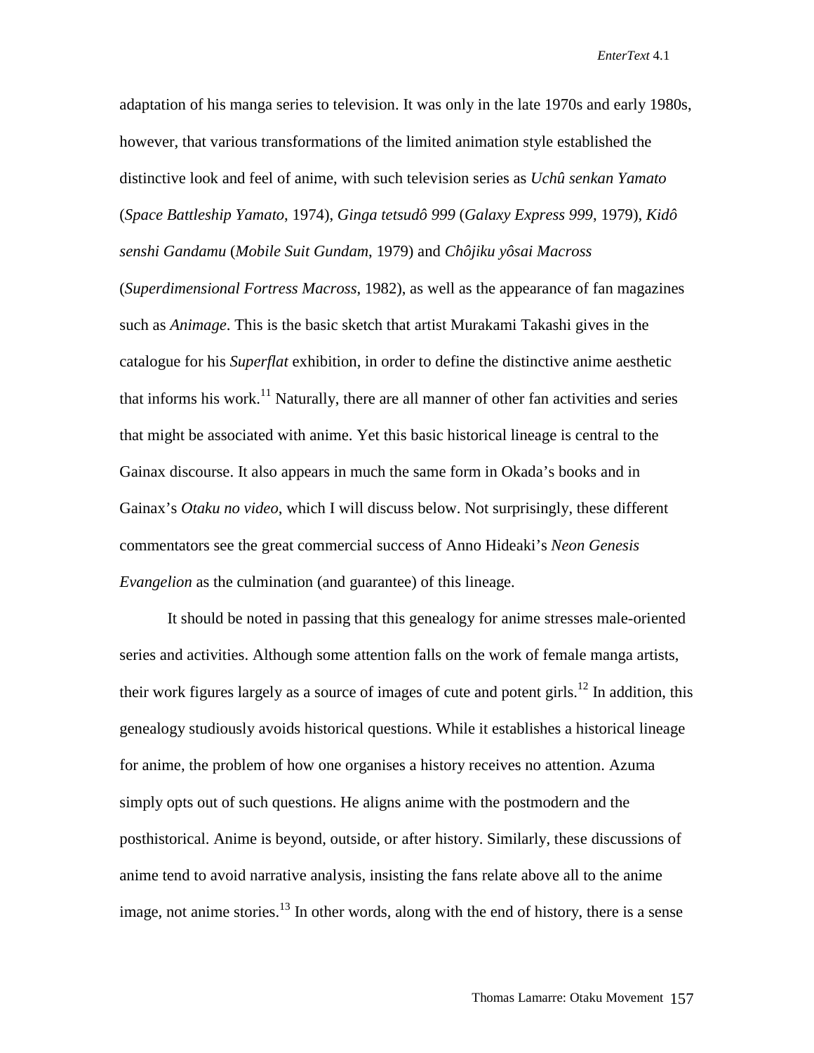adaptation of his manga series to television. It was only in the late 1970s and early 1980s, however, that various transformations of the limited animation style established the distinctive look and feel of anime, with such television series as *Uchû senkan Yamato* (*Space Battleship Yamato*, 1974), *Ginga tetsudô 999* (*Galaxy Express 999*, 1979), *Kidô senshi Gandamu* (*Mobile Suit Gundam*, 1979) and *Chôjiku yôsai Macross* (*Superdimensional Fortress Macross*, 1982), as well as the appearance of fan magazines such as *Animage*. This is the basic sketch that artist Murakami Takashi gives in the catalogue for his *Superflat* exhibition, in order to define the distinctive anime aesthetic that informs his work.[11] Naturally, there are all manner of other fan activities and series that might be associated with anime. Yet this basic historical lineage is central to the Gainax discourse. It also appears in much the same form in Okada's books and in Gainax's *Otaku no video*, which I will discuss below. Not surprisingly, these different commentators see the great commercial success of Anno Hideaki's *Neon Genesis Evangelion* as the culmination (and guarantee) of this lineage.

It should be noted in passing that this genealogy for anime stresses male-oriented series and activities. Although some attention falls on the work of female manga artists, their work figures largely as a source of images of cute and potent girls.[12] In addition, this genealogy studiously avoids historical questions. While it establishes a historical lineage for anime, the problem of how one organises a history receives no attention. Azuma simply opts out of such questions. He aligns anime with the postmodern and the posthistorical. Anime is beyond, outside, or after history. Similarly, these discussions of anime tend to avoid narrative analysis, insisting the fans relate above all to the anime image, not anime stories.[13] In other words, along with the end of history, there is a sense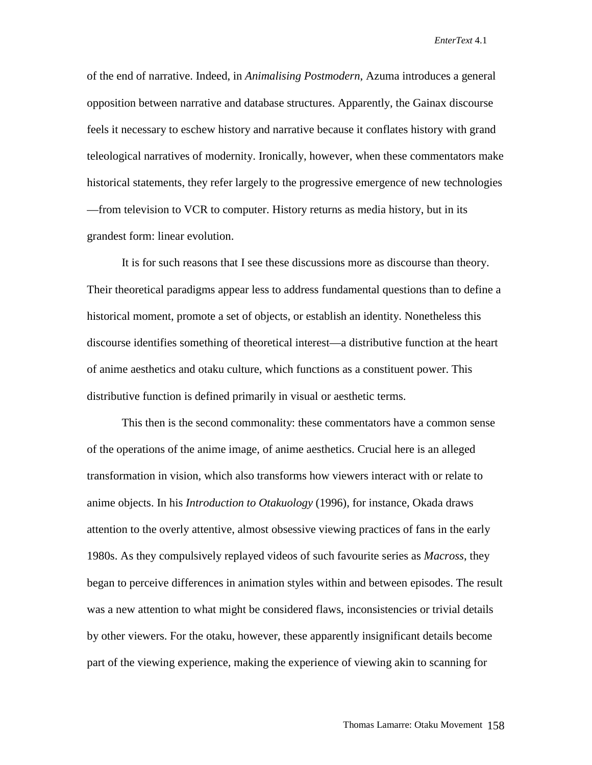of the end of narrative. Indeed, in *Animalising Postmodern*, Azuma introduces a general opposition between narrative and database structures. Apparently, the Gainax discourse feels it necessary to eschew history and narrative because it conflates history with grand teleological narratives of modernity. Ironically, however, when these commentators make historical statements, they refer largely to the progressive emergence of new technologies—from television to VCR to computer. History returns as media history, but in its grandest form: linear evolution.

It is for such reasons that I see these discussions more as discourse than theory. Their theoretical paradigms appear less to address fundamental questions than to define a historical moment, promote a set of objects, or establish an identity. Nonetheless this discourse identifies something of theoretical interest—a distributive function at the heart of anime aesthetics and otaku culture, which functions as a constituent power. This distributive function is defined primarily in visual or aesthetic terms.

This then is the second commonality: these commentators have a common sense of the operations of the anime image, of anime aesthetics. Crucial here is an alleged transformation in vision, which also transforms how viewers interact with or relate to anime objects. In his *Introduction to Otakuology* (1996), for instance, Okada draws attention to the overly attentive, almost obsessive viewing practices of fans in the early 1980s. As they compulsively replayed videos of such favourite series as *Macross*, they began to perceive differences in animation styles within and between episodes. The result was a new attention to what might be considered flaws, inconsistencies or trivial details by other viewers. For the otaku, however, these apparently insignificant details become part of the viewing experience, making the experience of viewing akin to scanning for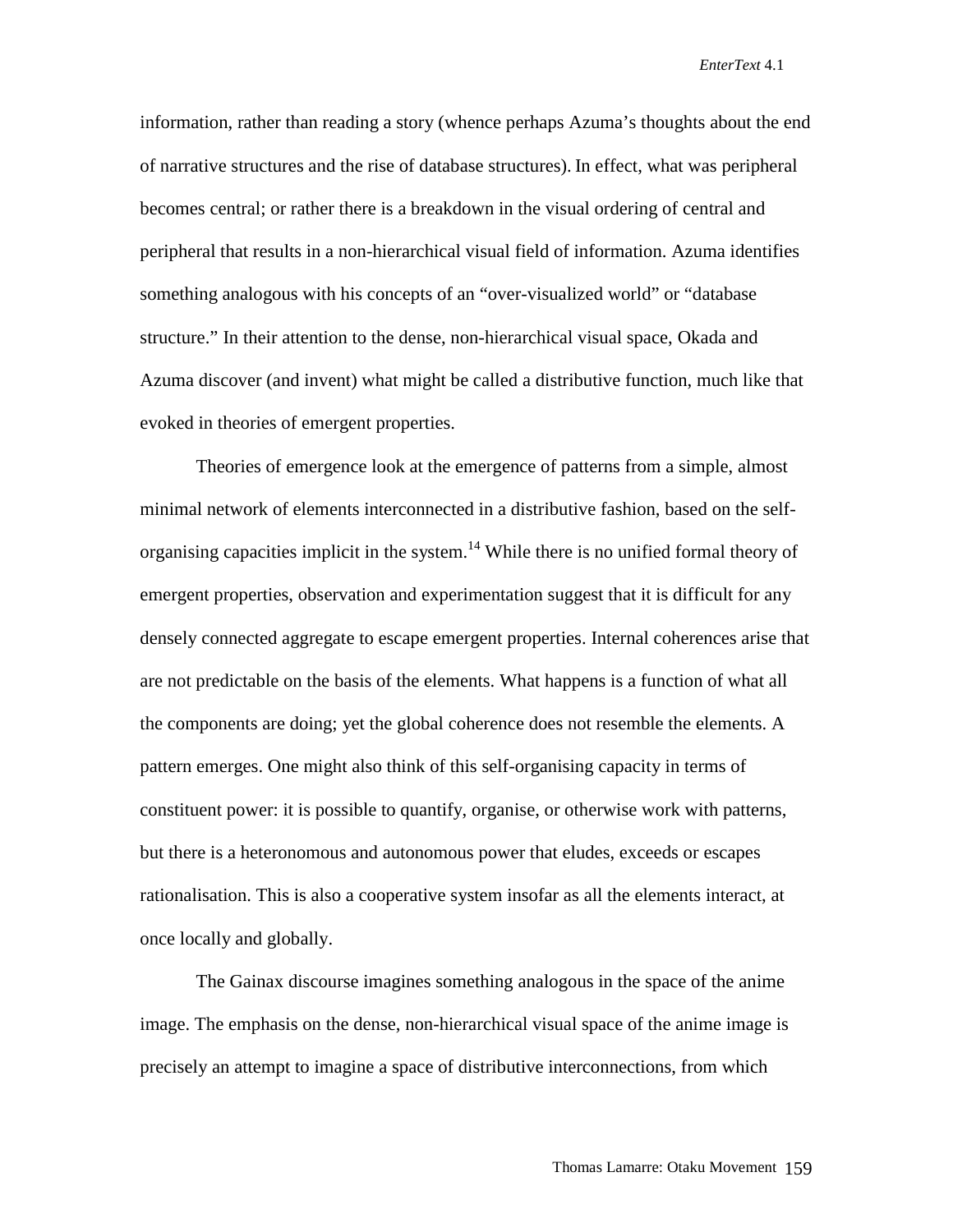information, rather than reading a story (whence perhaps Azuma's thoughts about the end of narrative structures and the rise of database structures). In effect, what was peripheral becomes central; or rather there is a breakdown in the visual ordering of central and peripheral that results in a non-hierarchical visual field of information. Azuma identifies something analogous with his concepts of an "over-visualized world" or "database structure." In their attention to the dense, non-hierarchical visual space, Okada and Azuma discover (and invent) what might be called a distributive function, much like that evoked in theories of emergent properties.

Theories of emergence look at the emergence of patterns from a simple, almost minimal network of elements interconnected in a distributive fashion, based on the self-organising capacities implicit in the system.[14] While there is no unified formal theory of emergent properties, observation and experimentation suggest that it is difficult for any densely connected aggregate to escape emergent properties. Internal coherences arise that are not predictable on the basis of the elements. What happens is a function of what all the components are doing; yet the global coherence does not resemble the elements. A pattern emerges. One might also think of this self-organising capacity in terms of constituent power: it is possible to quantify, organise, or otherwise work with patterns, but there is a heteronomous and autonomous power that eludes, exceeds or escapes rationalisation. This is also a cooperative system insofar as all the elements interact, at once locally and globally.

The Gainax discourse imagines something analogous in the space of the anime image. The emphasis on the dense, non-hierarchical visual space of the anime image is precisely an attempt to imagine a space of distributive interconnections, from which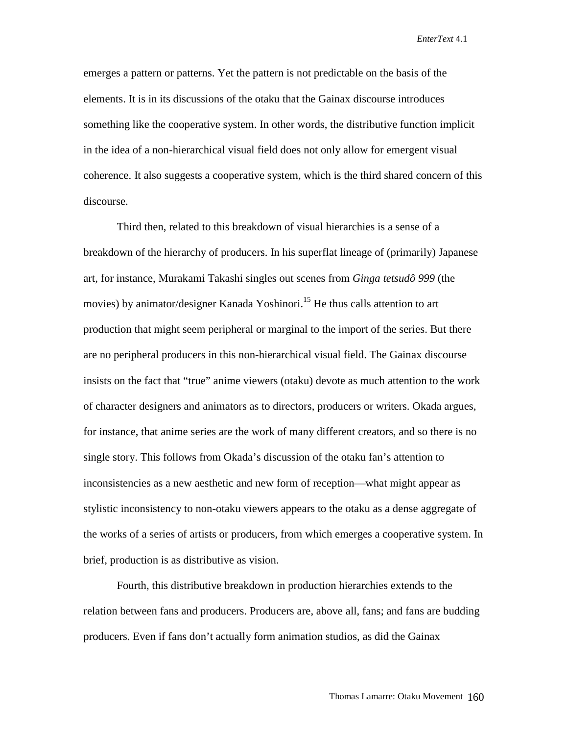emerges a pattern or patterns. Yet the pattern is not predictable on the basis of the elements. It is in its discussions of the otaku that the Gainax discourse introduces something like the cooperative system. In other words, the distributive function implicit in the idea of a non-hierarchical visual field does not only allow for emergent visual coherence. It also suggests a cooperative system, which is the third shared concern of this discourse.

Third then, related to this breakdown of visual hierarchies is a sense of a breakdown of the hierarchy of producers. In his superflat lineage of (primarily) Japanese art, for instance, Murakami Takashi singles out scenes from *Ginga tetsudô 999* (the movies) by animator/designer Kanada Yoshinori.[15] He thus calls attention to art production that might seem peripheral or marginal to the import of the series. But there are no peripheral producers in this non-hierarchical visual field. The Gainax discourse insists on the fact that "true" anime viewers (otaku) devote as much attention to the work of character designers and animators as to directors, producers or writers. Okada argues, for instance, that anime series are the work of many different creators, and so there is no single story. This follows from Okada's discussion of the otaku fan's attention to inconsistencies as a new aesthetic and new form of reception—what might appear as stylistic inconsistency to non-otaku viewers appears to the otaku as a dense aggregate of the works of a series of artists or producers, from which emerges a cooperative system. In brief, production is as distributive as vision.

Fourth, this distributive breakdown in production hierarchies extends to the relation between fans and producers. Producers are, above all, fans; and fans are budding producers. Even if fans don't actually form animation studios, as did the Gainax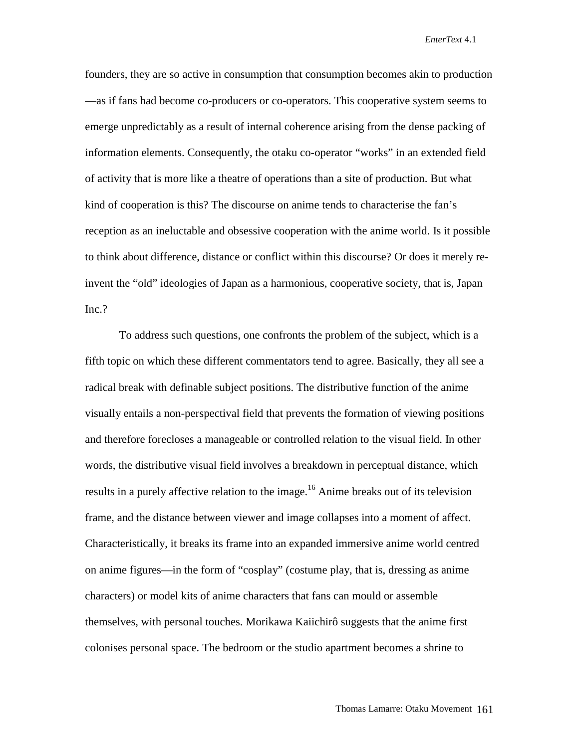founders, they are so active in consumption that consumption becomes akin to production—as if fans had become co-producers or co-operators. This cooperative system seems to emerge unpredictably as a result of internal coherence arising from the dense packing of information elements. Consequently, the otaku co-operator "works" in an extended field of activity that is more like a theatre of operations than a site of production. But what kind of cooperation is this? The discourse on anime tends to characterise the fan's reception as an ineluctable and obsessive cooperation with the anime world. Is it possible to think about difference, distance or conflict within this discourse? Or does it merely re-invent the "old" ideologies of Japan as a harmonious, cooperative society, that is, Japan Inc.?

To address such questions, one confronts the problem of the subject, which is a fifth topic on which these different commentators tend to agree. Basically, they all see a radical break with definable subject positions. The distributive function of the anime visually entails a non-perspectival field that prevents the formation of viewing positions and therefore forecloses a manageable or controlled relation to the visual field. In other words, the distributive visual field involves a breakdown in perceptual distance, which results in a purely affective relation to the image.[16] Anime breaks out of its television frame, and the distance between viewer and image collapses into a moment of affect. Characteristically, it breaks its frame into an expanded immersive anime world centred on anime figures—in the form of "cosplay" (costume play, that is, dressing as anime characters) or model kits of anime characters that fans can mould or assemble themselves, with personal touches. Morikawa Kaiichirô suggests that the anime first colonises personal space. The bedroom or the studio apartment becomes a shrine to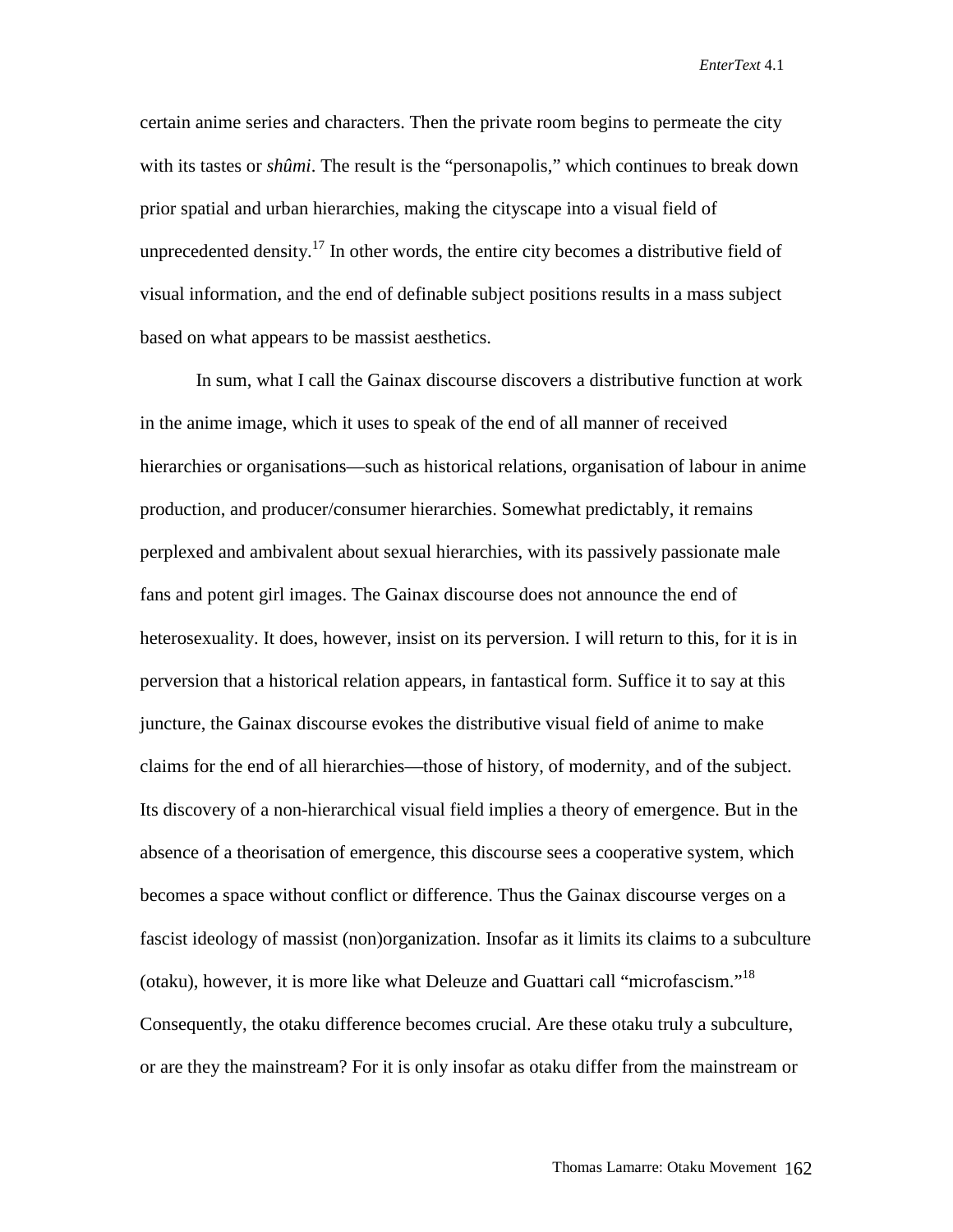certain anime series and characters. Then the private room begins to permeate the city with its tastes or *shûmi*. The result is the "personapolis," which continues to break down prior spatial and urban hierarchies, making the cityscape into a visual field of unprecedented density.[17] In other words, the entire city becomes a distributive field of visual information, and the end of definable subject positions results in a mass subject based on what appears to be massist aesthetics.

In sum, what I call the Gainax discourse discovers a distributive function at work in the anime image, which it uses to speak of the end of all manner of received hierarchies or organisations—such as historical relations, organisation of labour in anime production, and producer/consumer hierarchies. Somewhat predictably, it remains perplexed and ambivalent about sexual hierarchies, with its passively passionate male fans and potent girl images. The Gainax discourse does not announce the end of heterosexuality. It does, however, insist on its perversion. I will return to this, for it is in perversion that a historical relation appears, in fantastical form. Suffice it to say at this juncture, the Gainax discourse evokes the distributive visual field of anime to make claims for the end of all hierarchies—those of history, of modernity, and of the subject. Its discovery of a non-hierarchical visual field implies a theory of emergence. But in the absence of a theorisation of emergence, this discourse sees a cooperative system, which becomes a space without conflict or difference. Thus the Gainax discourse verges on a fascist ideology of massist (non)organization. Insofar as it limits its claims to a subculture (otaku), however, it is more like what Deleuze and Guattari call "microfascism."[18] Consequently, the otaku difference becomes crucial. Are these otaku truly a subculture, or are they the mainstream? For it is only insofar as otaku differ from the mainstream or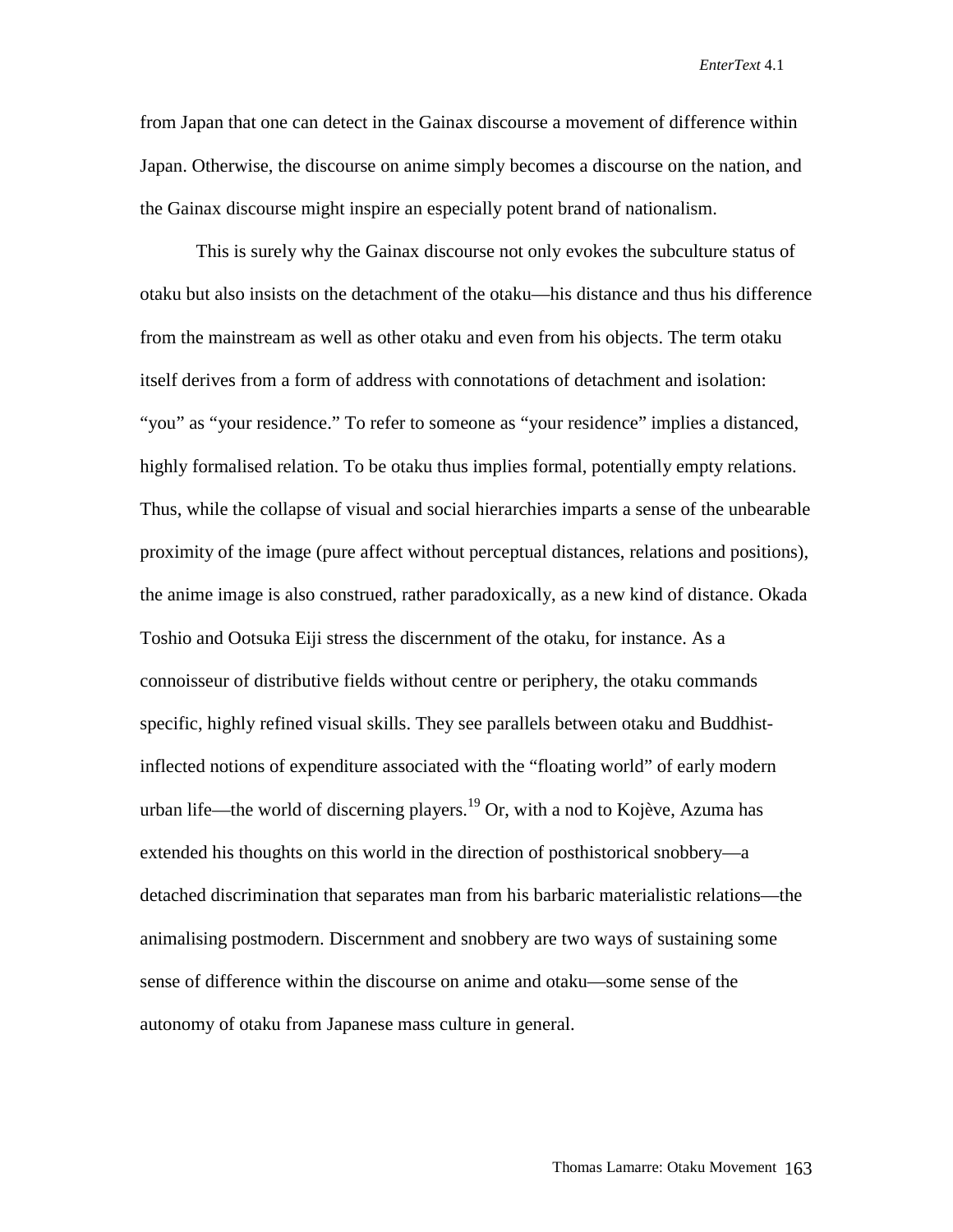from Japan that one can detect in the Gainax discourse a movement of difference within Japan. Otherwise, the discourse on anime simply becomes a discourse on the nation, and the Gainax discourse might inspire an especially potent brand of nationalism.

This is surely why the Gainax discourse not only evokes the subculture status of otaku but also insists on the detachment of the otaku—his distance and thus his difference from the mainstream as well as other otaku and even from his objects. The term otaku itself derives from a form of address with connotations of detachment and isolation: "you" as "your residence." To refer to someone as "your residence" implies a distanced, highly formalised relation. To be otaku thus implies formal, potentially empty relations. Thus, while the collapse of visual and social hierarchies imparts a sense of the unbearable proximity of the image (pure affect without perceptual distances, relations and positions), the anime image is also construed, rather paradoxically, as a new kind of distance. Okada Toshio and Ootsuka Eiji stress the discernment of the otaku, for instance. As a connoisseur of distributive fields without centre or periphery, the otaku commands specific, highly refined visual skills. They see parallels between otaku and Buddhist-inflected notions of expenditure associated with the "floating world" of early modern urban life—the world of discerning players.[19] Or, with a nod to Kojève, Azuma has extended his thoughts on this world in the direction of posthistorical snobbery—a detached discrimination that separates man from his barbaric materialistic relations—the animalising postmodern. Discernment and snobbery are two ways of sustaining some sense of difference within the discourse on anime and otaku—some sense of the autonomy of otaku from Japanese mass culture in general.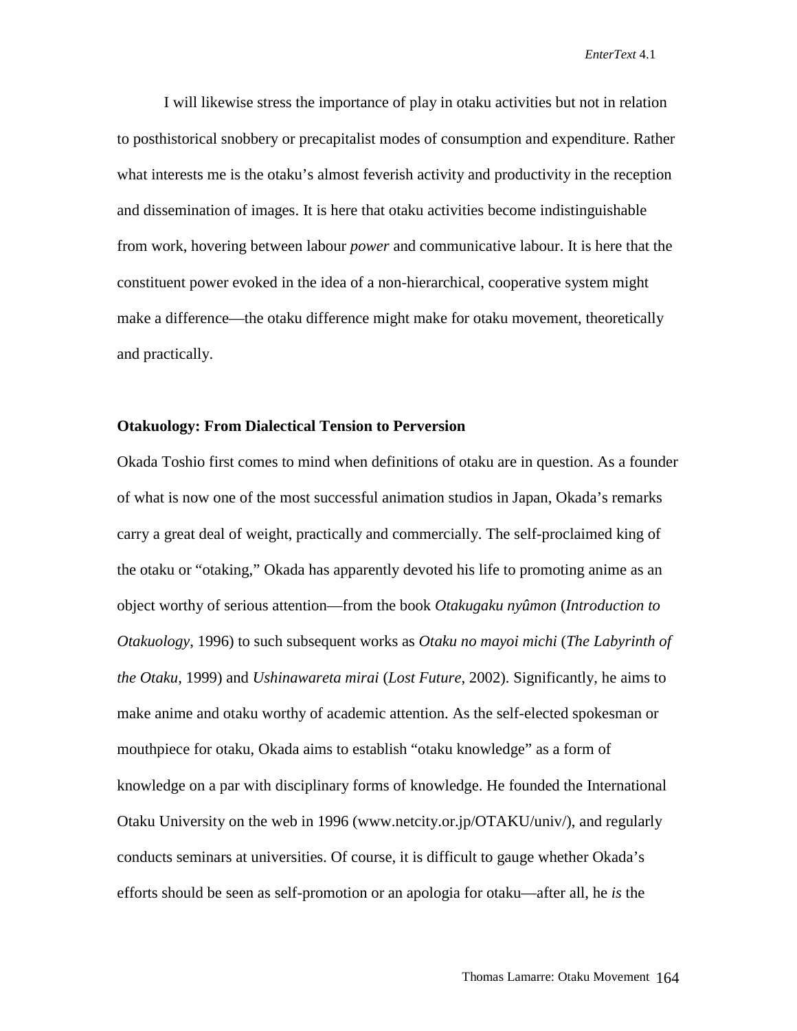I will likewise stress the importance of play in otaku activities but not in relation to posthistorical snobbery or precapitalist modes of consumption and expenditure. Rather what interests me is the otaku's almost feverish activity and productivity in the reception and dissemination of images. It is here that otaku activities become indistinguishable from work, hovering between labour *power* and communicative labour. It is here that the constituent power evoked in the idea of a non-hierarchical, cooperative system might make a difference—the otaku difference might make for otaku movement, theoretically and practically.

## Otakuology: From Dialectical Tension to Perversion

Okada Toshio first comes to mind when definitions of otaku are in question. As a founder of what is now one of the most successful animation studios in Japan, Okada's remarks carry a great deal of weight, practically and commercially. The self-proclaimed king of the otaku or "otaking," Okada has apparently devoted his life to promoting anime as an object worthy of serious attention—from the book *Otakugaku nyûmon* (*Introduction to Otakuology*, 1996) to such subsequent works as *Otaku no mayoi michi* (*The Labyrinth of the Otaku*, 1999) and *Ushinawareta mirai* (*Lost Future*, 2002). Significantly, he aims to make anime and otaku worthy of academic attention. As the self-elected spokesman or mouthpiece for otaku, Okada aims to establish "otaku knowledge" as a form of knowledge on a par with disciplinary forms of knowledge. He founded the International Otaku University on the web in 1996 (www.netcity.or.jp/OTAKU/univ/), and regularly conducts seminars at universities. Of course, it is difficult to gauge whether Okada's efforts should be seen as self-promotion or an apologia for otaku—after all, he *is* the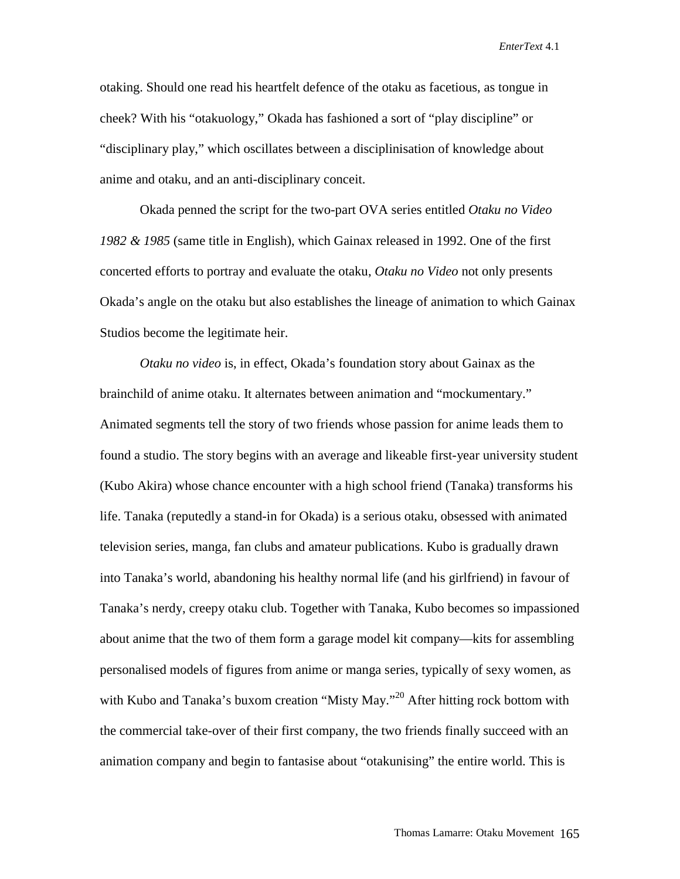otaking. Should one read his heartfelt defence of the otaku as facetious, as tongue in cheek? With his "otakuology," Okada has fashioned a sort of "play discipline" or "disciplinary play," which oscillates between a disciplinisation of knowledge about anime and otaku, and an anti-disciplinary conceit.

Okada penned the script for the two-part OVA series entitled *Otaku no Video 1982 & 1985* (same title in English), which Gainax released in 1992. One of the first concerted efforts to portray and evaluate the otaku, *Otaku no Video* not only presents Okada's angle on the otaku but also establishes the lineage of animation to which Gainax Studios become the legitimate heir.

*Otaku no video* is, in effect, Okada's foundation story about Gainax as the brainchild of anime otaku. It alternates between animation and "mockumentary." Animated segments tell the story of two friends whose passion for anime leads them to found a studio. The story begins with an average and likeable first-year university student (Kubo Akira) whose chance encounter with a high school friend (Tanaka) transforms his life. Tanaka (reputedly a stand-in for Okada) is a serious otaku, obsessed with animated television series, manga, fan clubs and amateur publications. Kubo is gradually drawn into Tanaka's world, abandoning his healthy normal life (and his girlfriend) in favour of Tanaka's nerdy, creepy otaku club. Together with Tanaka, Kubo becomes so impassioned about anime that the two of them form a garage model kit company—kits for assembling personalised models of figures from anime or manga series, typically of sexy women, as with Kubo and Tanaka's buxom creation "Misty May."[20] After hitting rock bottom with the commercial take-over of their first company, the two friends finally succeed with an animation company and begin to fantasise about "otakunising" the entire world. This is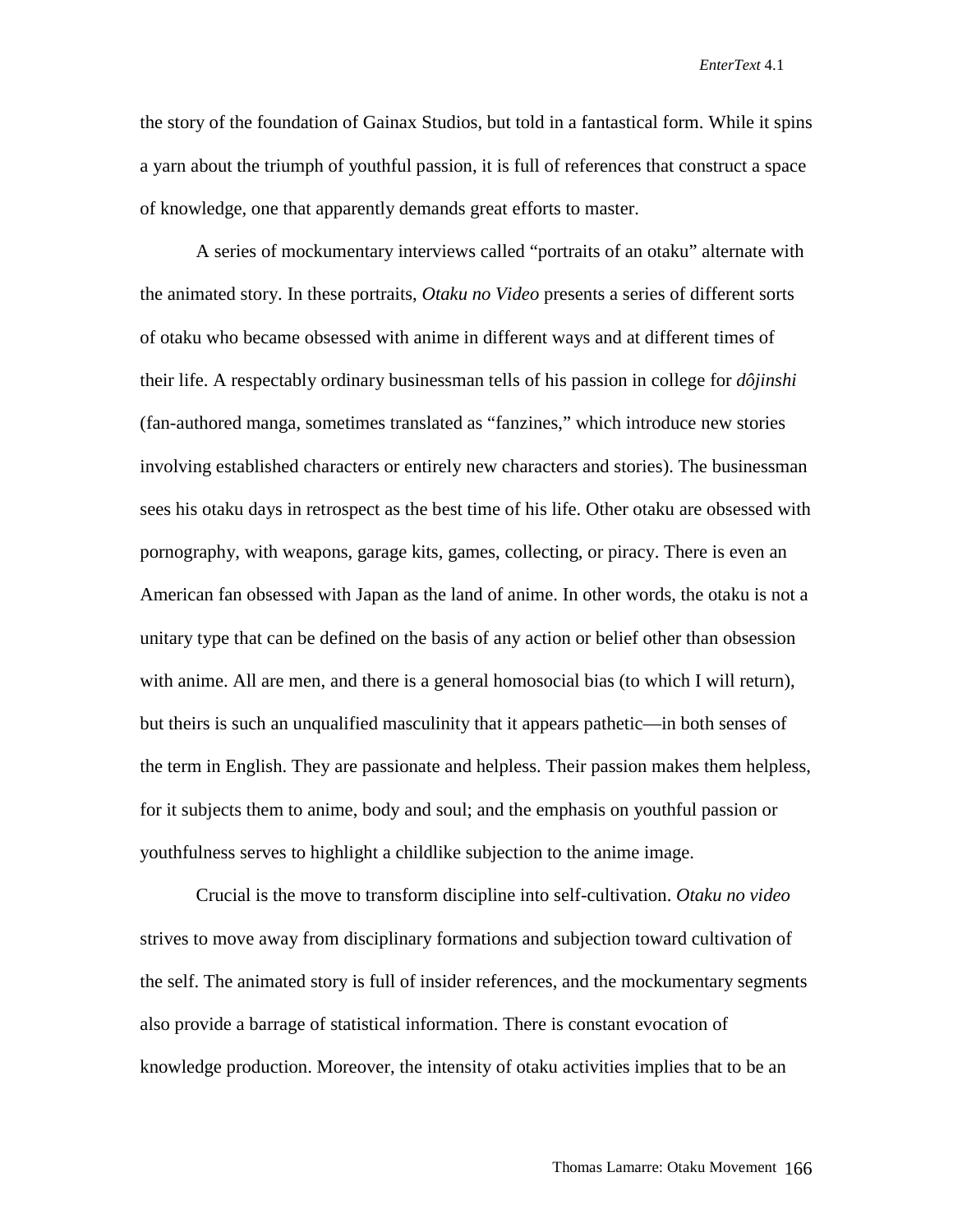the story of the foundation of Gainax Studios, but told in a fantastical form. While it spins a yarn about the triumph of youthful passion, it is full of references that construct a space of knowledge, one that apparently demands great efforts to master.

A series of mockumentary interviews called "portraits of an otaku" alternate with the animated story. In these portraits, *Otaku no Video* presents a series of different sorts of otaku who became obsessed with anime in different ways and at different times of their life. A respectably ordinary businessman tells of his passion in college for *dôjinshi* (fan-authored manga, sometimes translated as "fanzines," which introduce new stories involving established characters or entirely new characters and stories). The businessman sees his otaku days in retrospect as the best time of his life. Other otaku are obsessed with pornography, with weapons, garage kits, games, collecting, or piracy. There is even an American fan obsessed with Japan as the land of anime. In other words, the otaku is not a unitary type that can be defined on the basis of any action or belief other than obsession with anime. All are men, and there is a general homosocial bias (to which I will return), but theirs is such an unqualified masculinity that it appears pathetic—in both senses of the term in English. They are passionate and helpless. Their passion makes them helpless, for it subjects them to anime, body and soul; and the emphasis on youthful passion or youthfulness serves to highlight a childlike subjection to the anime image.

Crucial is the move to transform discipline into self-cultivation. *Otaku no video* strives to move away from disciplinary formations and subjection toward cultivation of the self. The animated story is full of insider references, and the mockumentary segments also provide a barrage of statistical information. There is constant evocation of knowledge production. Moreover, the intensity of otaku activities implies that to be an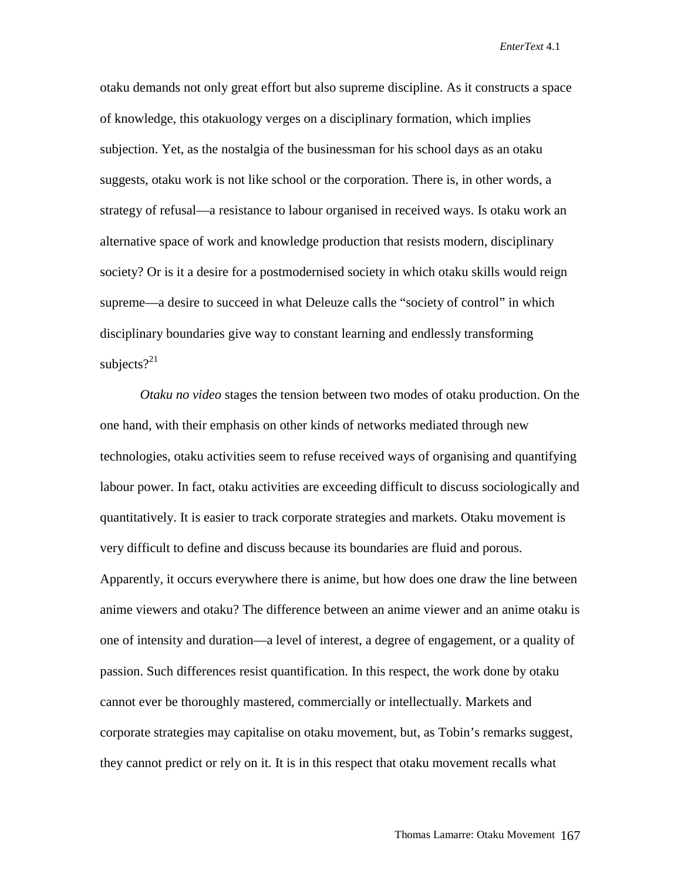otaku demands not only great effort but also supreme discipline. As it constructs a space of knowledge, this otakuology verges on a disciplinary formation, which implies subjection. Yet, as the nostalgia of the businessman for his school days as an otaku suggests, otaku work is not like school or the corporation. There is, in other words, a strategy of refusal—a resistance to labour organised in received ways. Is otaku work an alternative space of work and knowledge production that resists modern, disciplinary society? Or is it a desire for a postmodernised society in which otaku skills would reign supreme—a desire to succeed in what Deleuze calls the "society of control" in which disciplinary boundaries give way to constant learning and endlessly transforming subjects?[21]

*Otaku no video* stages the tension between two modes of otaku production. On the one hand, with their emphasis on other kinds of networks mediated through new technologies, otaku activities seem to refuse received ways of organising and quantifying labour power. In fact, otaku activities are exceeding difficult to discuss sociologically and quantitatively. It is easier to track corporate strategies and markets. Otaku movement is very difficult to define and discuss because its boundaries are fluid and porous. Apparently, it occurs everywhere there is anime, but how does one draw the line between anime viewers and otaku? The difference between an anime viewer and an anime otaku is one of intensity and duration—a level of interest, a degree of engagement, or a quality of passion. Such differences resist quantification. In this respect, the work done by otaku cannot ever be thoroughly mastered, commercially or intellectually. Markets and corporate strategies may capitalise on otaku movement, but, as Tobin's remarks suggest, they cannot predict or rely on it. It is in this respect that otaku movement recalls what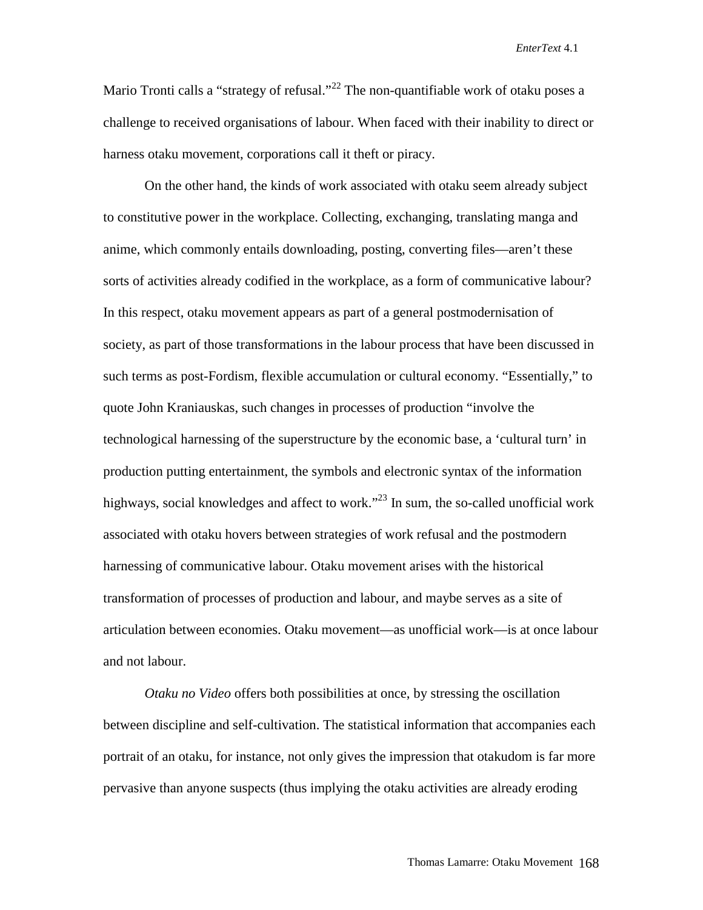Mario Tronti calls a "strategy of refusal."[22] The non-quantifiable work of otaku poses a challenge to received organisations of labour. When faced with their inability to direct or harness otaku movement, corporations call it theft or piracy.

On the other hand, the kinds of work associated with otaku seem already subject to constitutive power in the workplace. Collecting, exchanging, translating manga and anime, which commonly entails downloading, posting, converting files—aren't these sorts of activities already codified in the workplace, as a form of communicative labour? In this respect, otaku movement appears as part of a general postmodernisation of society, as part of those transformations in the labour process that have been discussed in such terms as post-Fordism, flexible accumulation or cultural economy. "Essentially," to quote John Kraniauskas, such changes in processes of production "involve the technological harnessing of the superstructure by the economic base, a 'cultural turn' in production putting entertainment, the symbols and electronic syntax of the information highways, social knowledges and affect to work."[23] In sum, the so-called unofficial work associated with otaku hovers between strategies of work refusal and the postmodern harnessing of communicative labour. Otaku movement arises with the historical transformation of processes of production and labour, and maybe serves as a site of articulation between economies. Otaku movement—as unofficial work—is at once labour and not labour.

*Otaku no Video* offers both possibilities at once, by stressing the oscillation between discipline and self-cultivation. The statistical information that accompanies each portrait of an otaku, for instance, not only gives the impression that otakudom is far more pervasive than anyone suspects (thus implying the otaku activities are already eroding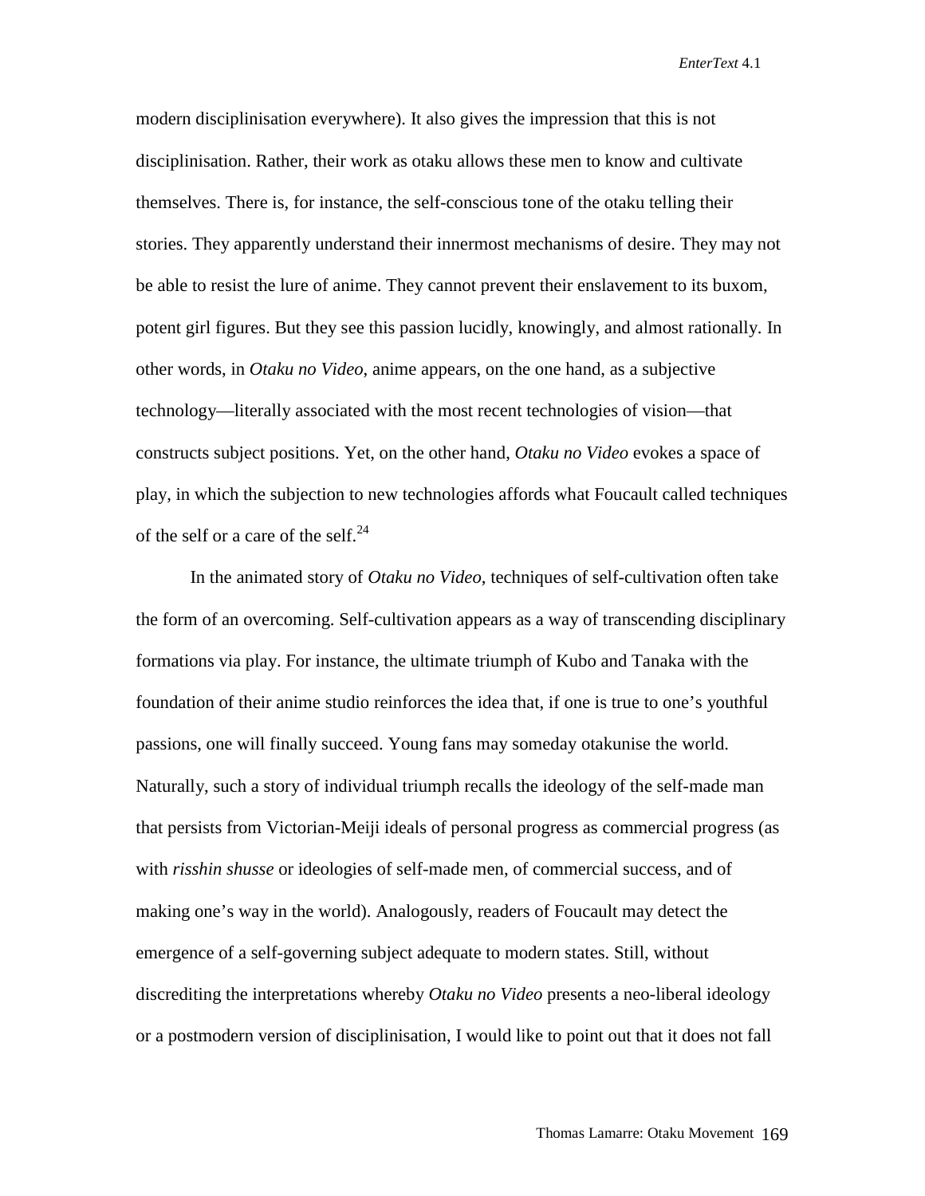modern disciplinisation everywhere). It also gives the impression that this is not disciplinisation. Rather, their work as otaku allows these men to know and cultivate themselves. There is, for instance, the self-conscious tone of the otaku telling their stories. They apparently understand their innermost mechanisms of desire. They may not be able to resist the lure of anime. They cannot prevent their enslavement to its buxom, potent girl figures. But they see this passion lucidly, knowingly, and almost rationally. In other words, in *Otaku no Video*, anime appears, on the one hand, as a subjective technology—literally associated with the most recent technologies of vision—that constructs subject positions. Yet, on the other hand, *Otaku no Video* evokes a space of play, in which the subjection to new technologies affords what Foucault called techniques of the self or a care of the self.[24]

In the animated story of *Otaku no Video*, techniques of self-cultivation often take the form of an overcoming. Self-cultivation appears as a way of transcending disciplinary formations via play. For instance, the ultimate triumph of Kubo and Tanaka with the foundation of their anime studio reinforces the idea that, if one is true to one's youthful passions, one will finally succeed. Young fans may someday otakunise the world. Naturally, such a story of individual triumph recalls the ideology of the self-made man that persists from Victorian-Meiji ideals of personal progress as commercial progress (as with *risshin shusse* or ideologies of self-made men, of commercial success, and of making one's way in the world). Analogously, readers of Foucault may detect the emergence of a self-governing subject adequate to modern states. Still, without discrediting the interpretations whereby *Otaku no Video* presents a neo-liberal ideology or a postmodern version of disciplinisation, I would like to point out that it does not fall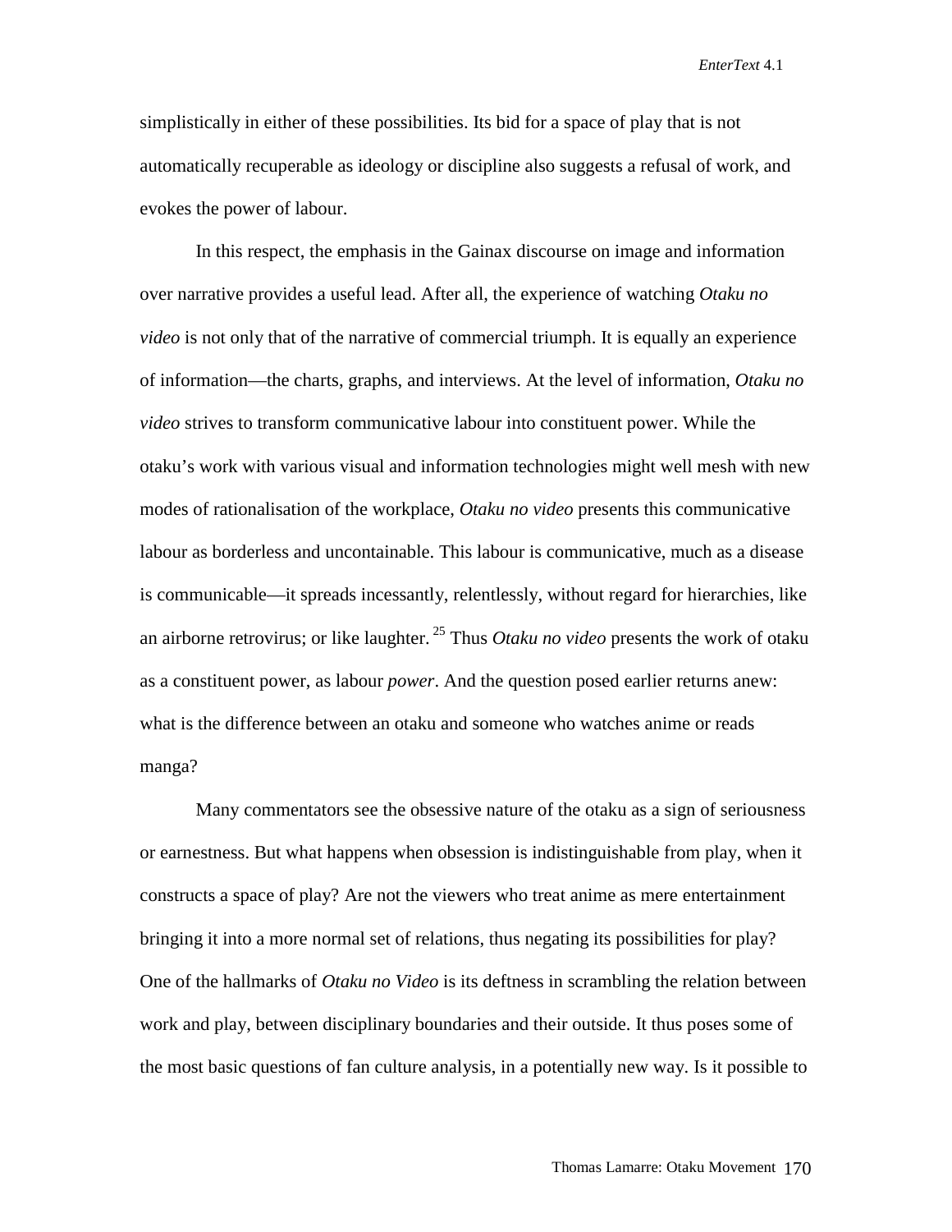simplistically in either of these possibilities. Its bid for a space of play that is not automatically recuperable as ideology or discipline also suggests a refusal of work, and evokes the power of labour.

In this respect, the emphasis in the Gainax discourse on image and information over narrative provides a useful lead. After all, the experience of watching *Otaku no video* is not only that of the narrative of commercial triumph. It is equally an experience of information—the charts, graphs, and interviews. At the level of information, *Otaku no video* strives to transform communicative labour into constituent power. While the otaku's work with various visual and information technologies might well mesh with new modes of rationalisation of the workplace, *Otaku no video* presents this communicative labour as borderless and uncontainable. This labour is communicative, much as a disease is communicable—it spreads incessantly, relentlessly, without regard for hierarchies, like an airborne retrovirus; or like laughter.[25] Thus *Otaku no video* presents the work of otaku as a constituent power, as labour *power*. And the question posed earlier returns anew: what is the difference between an otaku and someone who watches anime or reads manga?

Many commentators see the obsessive nature of the otaku as a sign of seriousness or earnestness. But what happens when obsession is indistinguishable from play, when it constructs a space of play? Are not the viewers who treat anime as mere entertainment bringing it into a more normal set of relations, thus negating its possibilities for play? One of the hallmarks of *Otaku no Video* is its deftness in scrambling the relation between work and play, between disciplinary boundaries and their outside. It thus poses some of the most basic questions of fan culture analysis, in a potentially new way. Is it possible to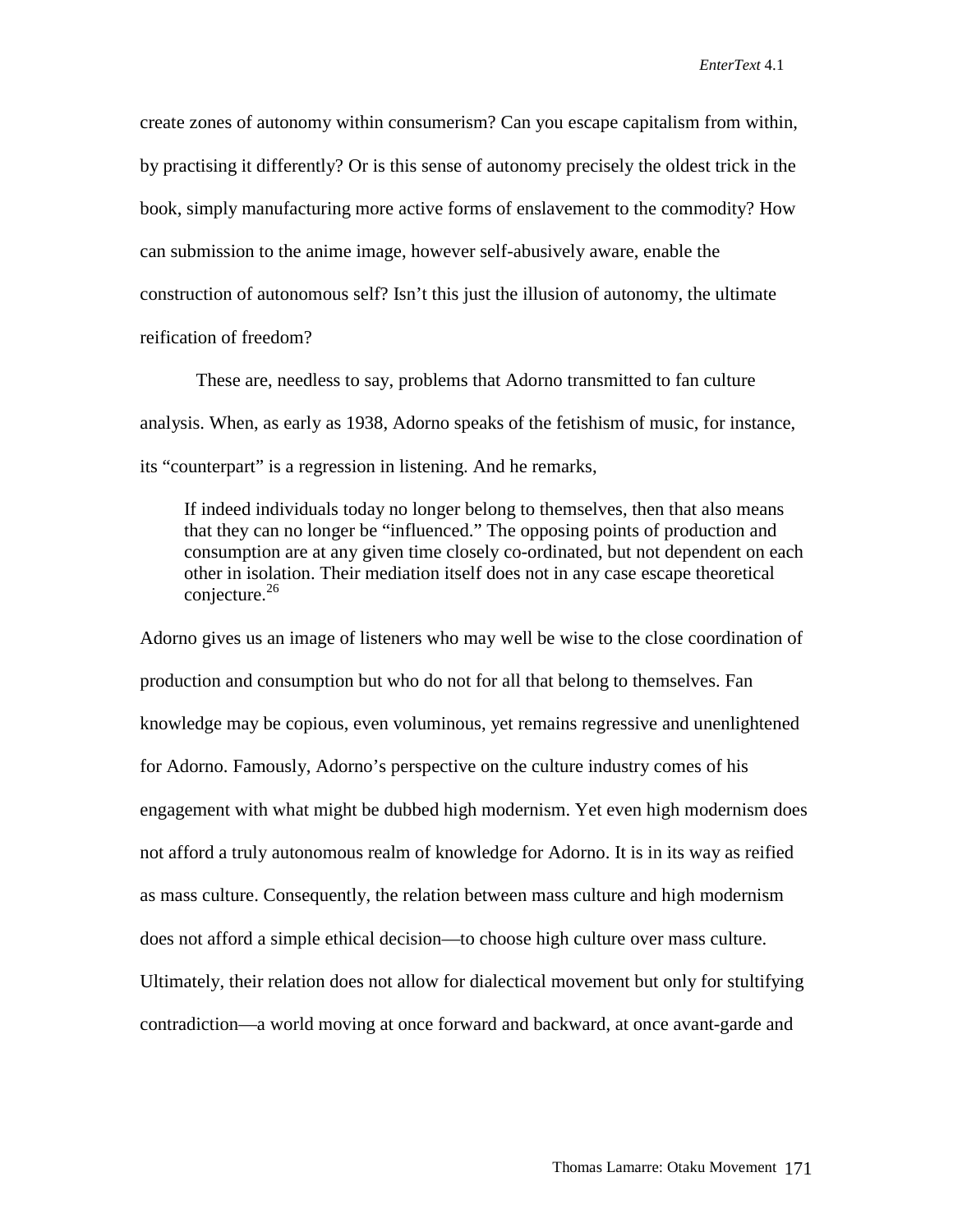create zones of autonomy within consumerism? Can you escape capitalism from within, by practising it differently? Or is this sense of autonomy precisely the oldest trick in the book, simply manufacturing more active forms of enslavement to the commodity? How can submission to the anime image, however self-abusively aware, enable the construction of autonomous self? Isn't this just the illusion of autonomy, the ultimate reification of freedom?

These are, needless to say, problems that Adorno transmitted to fan culture analysis. When, as early as 1938, Adorno speaks of the fetishism of music, for instance, its "counterpart" is a regression in listening. And he remarks,

> If indeed individuals today no longer belong to themselves, then that also means that they can no longer be "influenced." The opposing points of production and consumption are at any given time closely co-ordinated, but not dependent on each other in isolation. Their mediation itself does not in any case escape theoretical conjecture.[26]

Adorno gives us an image of listeners who may well be wise to the close coordination of production and consumption but who do not for all that belong to themselves. Fan knowledge may be copious, even voluminous, yet remains regressive and unenlightened for Adorno. Famously, Adorno's perspective on the culture industry comes of his engagement with what might be dubbed high modernism. Yet even high modernism does not afford a truly autonomous realm of knowledge for Adorno. It is in its way as reified as mass culture. Consequently, the relation between mass culture and high modernism does not afford a simple ethical decision—to choose high culture over mass culture. Ultimately, their relation does not allow for dialectical movement but only for stultifying contradiction—a world moving at once forward and backward, at once avant-garde and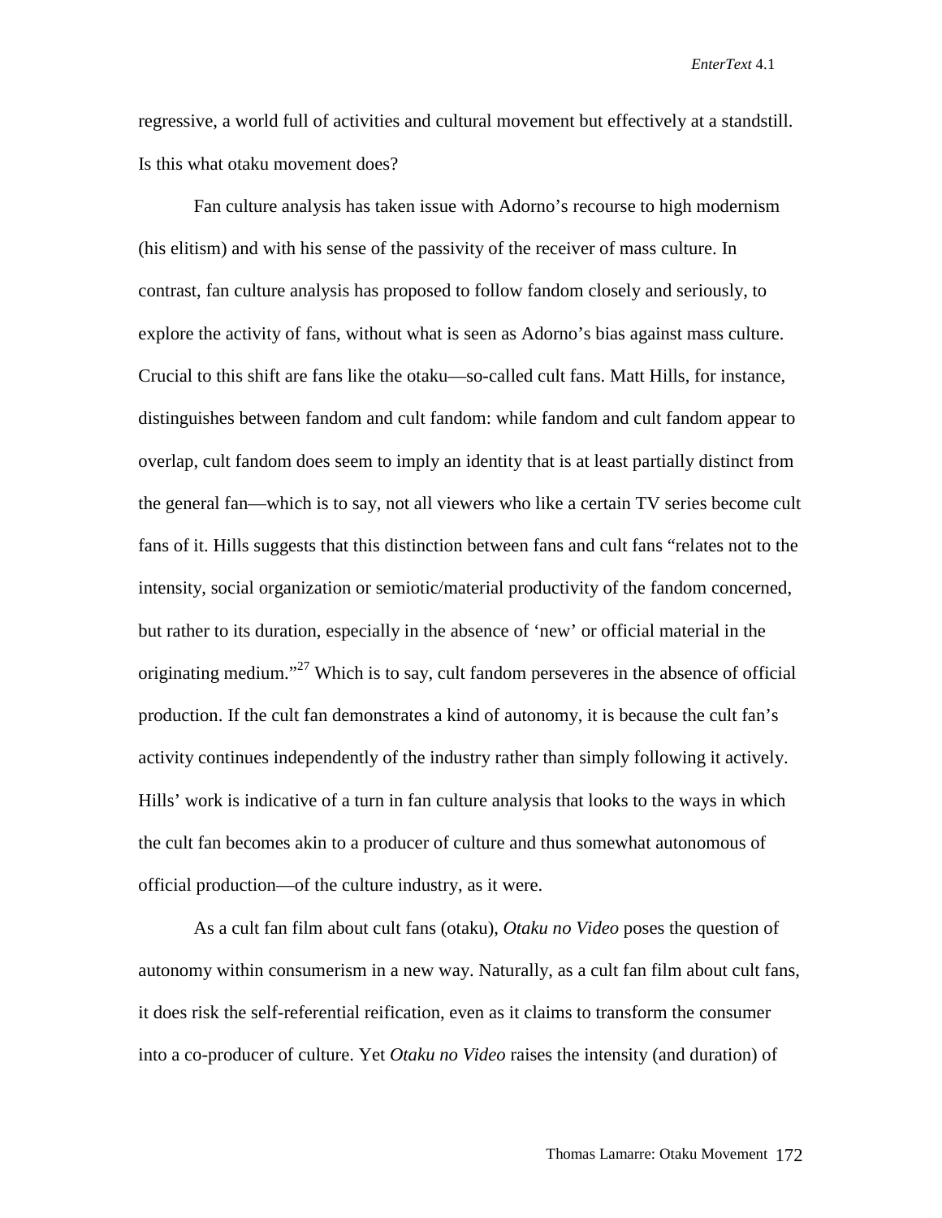regressive, a world full of activities and cultural movement but effectively at a standstill. Is this what otaku movement does?

Fan culture analysis has taken issue with Adorno's recourse to high modernism (his elitism) and with his sense of the passivity of the receiver of mass culture. In contrast, fan culture analysis has proposed to follow fandom closely and seriously, to explore the activity of fans, without what is seen as Adorno's bias against mass culture. Crucial to this shift are fans like the otaku—so-called cult fans. Matt Hills, for instance, distinguishes between fandom and cult fandom: while fandom and cult fandom appear to overlap, cult fandom does seem to imply an identity that is at least partially distinct from the general fan—which is to say, not all viewers who like a certain TV series become cult fans of it. Hills suggests that this distinction between fans and cult fans "relates not to the intensity, social organization or semiotic/material productivity of the fandom concerned, but rather to its duration, especially in the absence of 'new' or official material in the originating medium."[27] Which is to say, cult fandom perseveres in the absence of official production. If the cult fan demonstrates a kind of autonomy, it is because the cult fan's activity continues independently of the industry rather than simply following it actively. Hills' work is indicative of a turn in fan culture analysis that looks to the ways in which the cult fan becomes akin to a producer of culture and thus somewhat autonomous of official production—of the culture industry, as it were.

As a cult fan film about cult fans (otaku), *Otaku no Video* poses the question of autonomy within consumerism in a new way. Naturally, as a cult fan film about cult fans, it does risk the self-referential reification, even as it claims to transform the consumer into a co-producer of culture. Yet *Otaku no Video* raises the intensity (and duration) of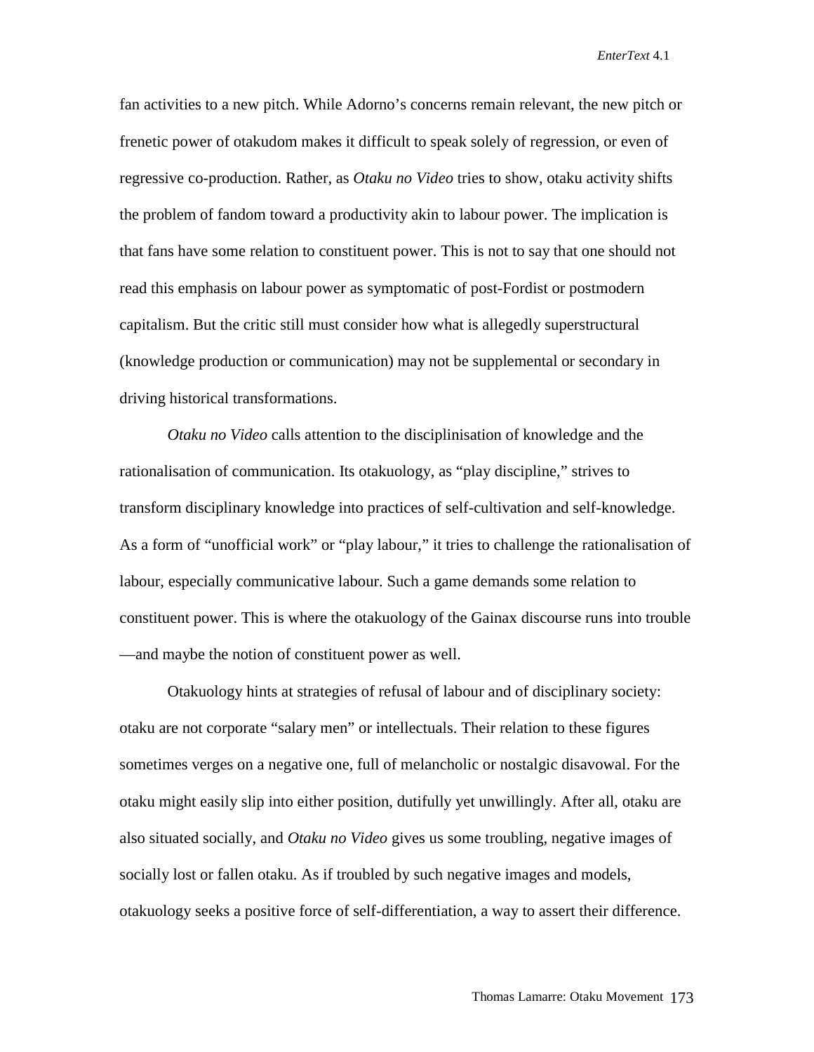fan activities to a new pitch. While Adorno's concerns remain relevant, the new pitch or frenetic power of otakudom makes it difficult to speak solely of regression, or even of regressive co-production. Rather, as *Otaku no Video* tries to show, otaku activity shifts the problem of fandom toward a productivity akin to labour power. The implication is that fans have some relation to constituent power. This is not to say that one should not read this emphasis on labour power as symptomatic of post-Fordist or postmodern capitalism. But the critic still must consider how what is allegedly superstructural (knowledge production or communication) may not be supplemental or secondary in driving historical transformations.

*Otaku no Video* calls attention to the disciplinisation of knowledge and the rationalisation of communication. Its otakuology, as "play discipline," strives to transform disciplinary knowledge into practices of self-cultivation and self-knowledge. As a form of "unofficial work" or "play labour," it tries to challenge the rationalisation of labour, especially communicative labour. Such a game demands some relation to constituent power. This is where the otakuology of the Gainax discourse runs into trouble—and maybe the notion of constituent power as well.

Otakuology hints at strategies of refusal of labour and of disciplinary society: otaku are not corporate "salary men" or intellectuals. Their relation to these figures sometimes verges on a negative one, full of melancholic or nostalgic disavowal. For the otaku might easily slip into either position, dutifully yet unwillingly. After all, otaku are also situated socially, and *Otaku no Video* gives us some troubling, negative images of socially lost or fallen otaku. As if troubled by such negative images and models, otakuology seeks a positive force of self-differentiation, a way to assert their difference.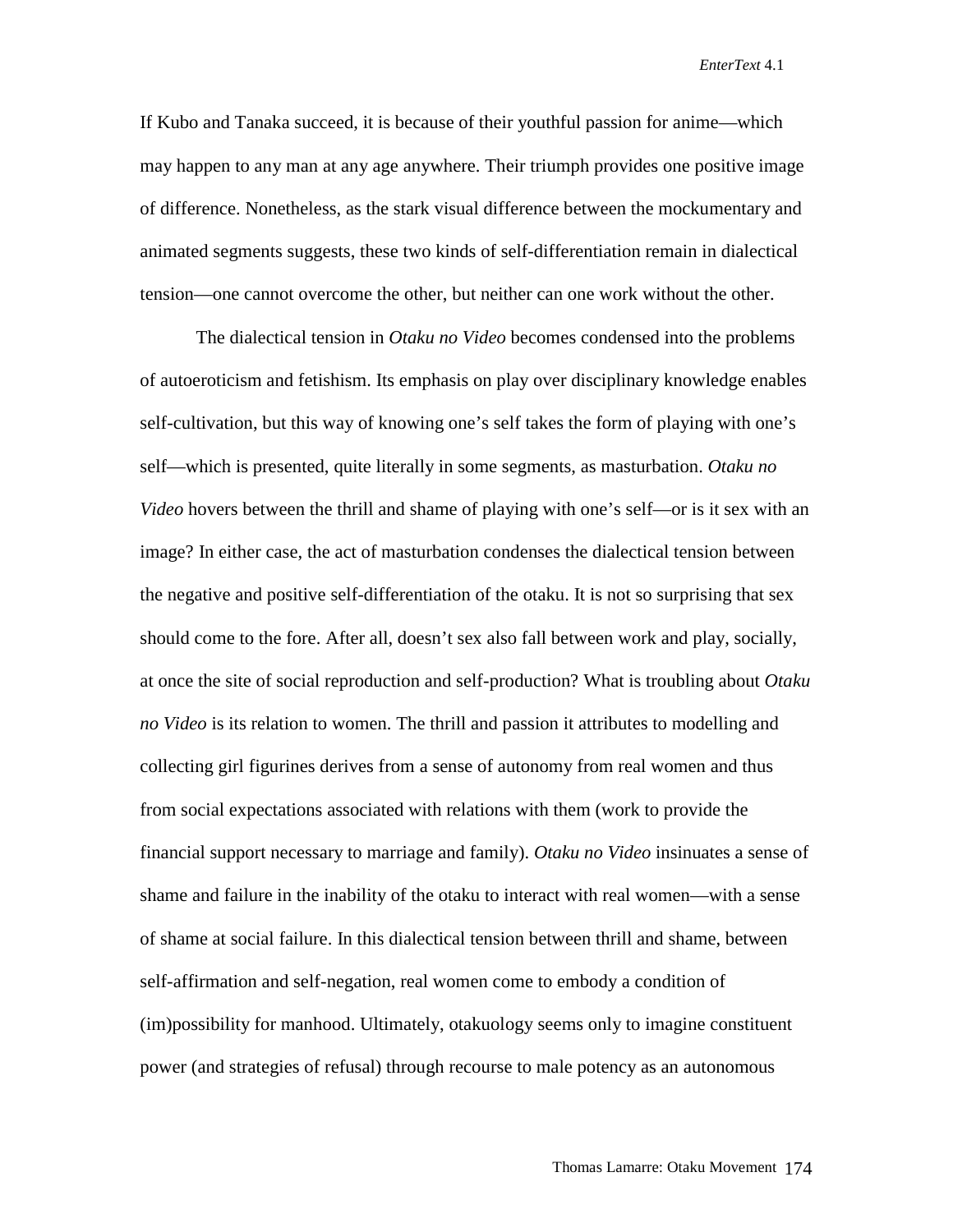If Kubo and Tanaka succeed, it is because of their youthful passion for anime—which may happen to any man at any age anywhere. Their triumph provides one positive image of difference. Nonetheless, as the stark visual difference between the mockumentary and animated segments suggests, these two kinds of self-differentiation remain in dialectical tension—one cannot overcome the other, but neither can one work without the other.

The dialectical tension in *Otaku no Video* becomes condensed into the problems of autoeroticism and fetishism. Its emphasis on play over disciplinary knowledge enables self-cultivation, but this way of knowing one's self takes the form of playing with one's self—which is presented, quite literally in some segments, as masturbation. *Otaku no Video* hovers between the thrill and shame of playing with one's self—or is it sex with an image? In either case, the act of masturbation condenses the dialectical tension between the negative and positive self-differentiation of the otaku. It is not so surprising that sex should come to the fore. After all, doesn't sex also fall between work and play, socially, at once the site of social reproduction and self-production? What is troubling about *Otaku no Video* is its relation to women. The thrill and passion it attributes to modelling and collecting girl figurines derives from a sense of autonomy from real women and thus from social expectations associated with relations with them (work to provide the financial support necessary to marriage and family). *Otaku no Video* insinuates a sense of shame and failure in the inability of the otaku to interact with real women—with a sense of shame at social failure. In this dialectical tension between thrill and shame, between self-affirmation and self-negation, real women come to embody a condition of (im)possibility for manhood. Ultimately, otakuology seems only to imagine constituent power (and strategies of refusal) through recourse to male potency as an autonomous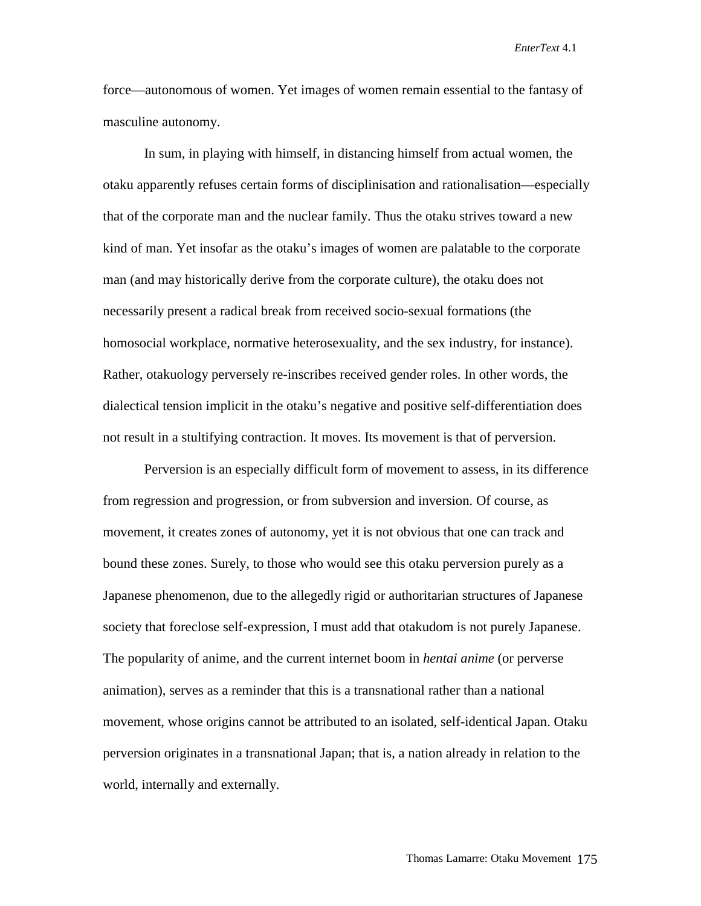force—autonomous of women. Yet images of women remain essential to the fantasy of masculine autonomy.

In sum, in playing with himself, in distancing himself from actual women, the otaku apparently refuses certain forms of disciplinisation and rationalisation—especially that of the corporate man and the nuclear family. Thus the otaku strives toward a new kind of man. Yet insofar as the otaku's images of women are palatable to the corporate man (and may historically derive from the corporate culture), the otaku does not necessarily present a radical break from received socio-sexual formations (the homosocial workplace, normative heterosexuality, and the sex industry, for instance). Rather, otakuology perversely re-inscribes received gender roles. In other words, the dialectical tension implicit in the otaku's negative and positive self-differentiation does not result in a stultifying contraction. It moves. Its movement is that of perversion.

Perversion is an especially difficult form of movement to assess, in its difference from regression and progression, or from subversion and inversion. Of course, as movement, it creates zones of autonomy, yet it is not obvious that one can track and bound these zones. Surely, to those who would see this otaku perversion purely as a Japanese phenomenon, due to the allegedly rigid or authoritarian structures of Japanese society that foreclose self-expression, I must add that otakudom is not purely Japanese. The popularity of anime, and the current internet boom in *hentai anime* (or perverse animation), serves as a reminder that this is a transnational rather than a national movement, whose origins cannot be attributed to an isolated, self-identical Japan. Otaku perversion originates in a transnational Japan; that is, a nation already in relation to the world, internally and externally.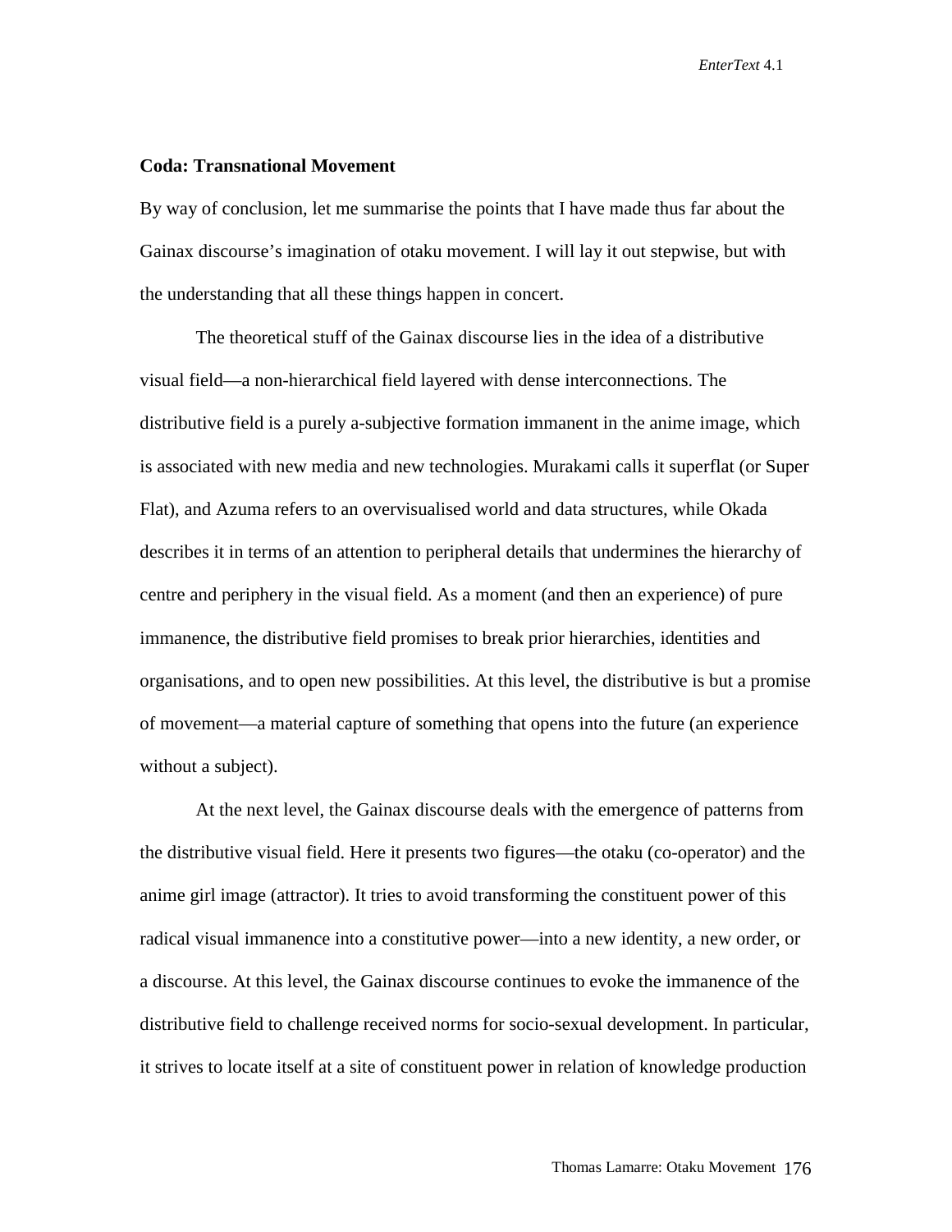**Coda: Transnational Movement**

By way of conclusion, let me summarise the points that I have made thus far about the Gainax discourse's imagination of otaku movement. I will lay it out stepwise, but with the understanding that all these things happen in concert.

The theoretical stuff of the Gainax discourse lies in the idea of a distributive visual field—a non-hierarchical field layered with dense interconnections. The distributive field is a purely a-subjective formation immanent in the anime image, which is associated with new media and new technologies. Murakami calls it superflat (or Super Flat), and Azuma refers to an overvisualised world and data structures, while Okada describes it in terms of an attention to peripheral details that undermines the hierarchy of centre and periphery in the visual field. As a moment (and then an experience) of pure immanence, the distributive field promises to break prior hierarchies, identities and organisations, and to open new possibilities. At this level, the distributive is but a promise of movement—a material capture of something that opens into the future (an experience without a subject).

At the next level, the Gainax discourse deals with the emergence of patterns from the distributive visual field. Here it presents two figures—the otaku (co-operator) and the anime girl image (attractor). It tries to avoid transforming the constituent power of this radical visual immanence into a constitutive power—into a new identity, a new order, or a discourse. At this level, the Gainax discourse continues to evoke the immanence of the distributive field to challenge received norms for socio-sexual development. In particular, it strives to locate itself at a site of constituent power in relation of knowledge production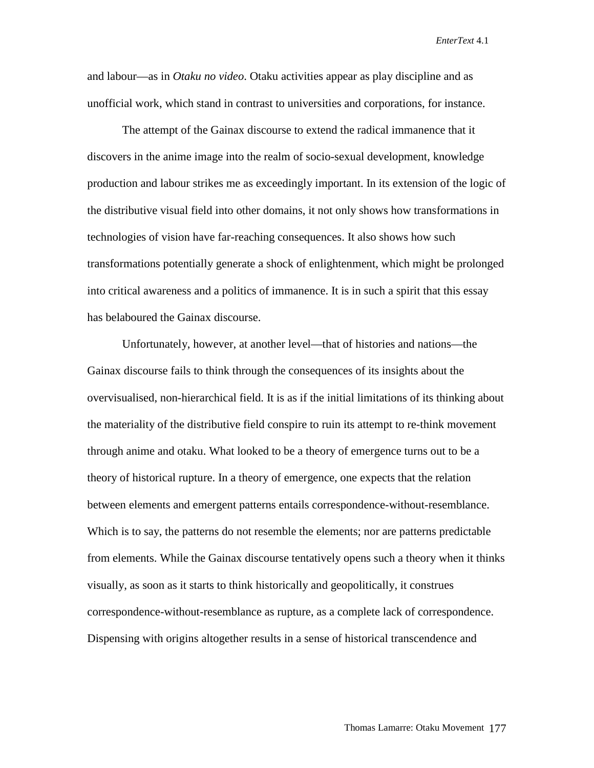and labour—as in *Otaku no video*. Otaku activities appear as play discipline and as unofficial work, which stand in contrast to universities and corporations, for instance.

The attempt of the Gainax discourse to extend the radical immanence that it discovers in the anime image into the realm of socio-sexual development, knowledge production and labour strikes me as exceedingly important. In its extension of the logic of the distributive visual field into other domains, it not only shows how transformations in technologies of vision have far-reaching consequences. It also shows how such transformations potentially generate a shock of enlightenment, which might be prolonged into critical awareness and a politics of immanence. It is in such a spirit that this essay has belaboured the Gainax discourse.

Unfortunately, however, at another level—that of histories and nations—the Gainax discourse fails to think through the consequences of its insights about the overvisualised, non-hierarchical field. It is as if the initial limitations of its thinking about the materiality of the distributive field conspire to ruin its attempt to re-think movement through anime and otaku. What looked to be a theory of emergence turns out to be a theory of historical rupture. In a theory of emergence, one expects that the relation between elements and emergent patterns entails correspondence-without-resemblance. Which is to say, the patterns do not resemble the elements; nor are patterns predictable from elements. While the Gainax discourse tentatively opens such a theory when it thinks visually, as soon as it starts to think historically and geopolitically, it construes correspondence-without-resemblance as rupture, as a complete lack of correspondence. Dispensing with origins altogether results in a sense of historical transcendence and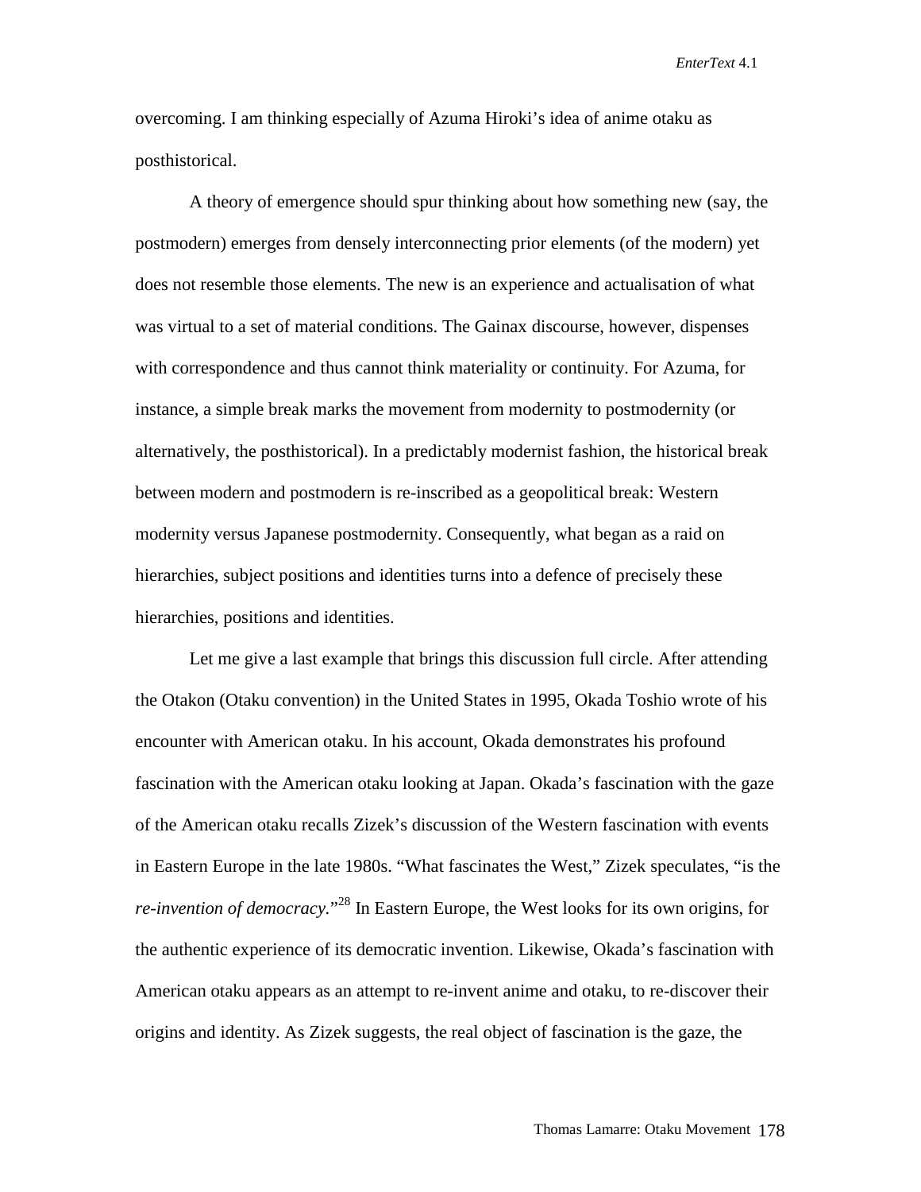overcoming. I am thinking especially of Azuma Hiroki's idea of anime otaku as posthistorical.

A theory of emergence should spur thinking about how something new (say, the postmodern) emerges from densely interconnecting prior elements (of the modern) yet does not resemble those elements. The new is an experience and actualisation of what was virtual to a set of material conditions. The Gainax discourse, however, dispenses with correspondence and thus cannot think materiality or continuity. For Azuma, for instance, a simple break marks the movement from modernity to postmodernity (or alternatively, the posthistorical). In a predictably modernist fashion, the historical break between modern and postmodern is re-inscribed as a geopolitical break: Western modernity versus Japanese postmodernity. Consequently, what began as a raid on hierarchies, subject positions and identities turns into a defence of precisely these hierarchies, positions and identities.

Let me give a last example that brings this discussion full circle. After attending the Otakon (Otaku convention) in the United States in 1995, Okada Toshio wrote of his encounter with American otaku. In his account, Okada demonstrates his profound fascination with the American otaku looking at Japan. Okada's fascination with the gaze of the American otaku recalls Zizek's discussion of the Western fascination with events in Eastern Europe in the late 1980s. "What fascinates the West," Zizek speculates, "is the *re-invention of democracy*."[28] In Eastern Europe, the West looks for its own origins, for the authentic experience of its democratic invention. Likewise, Okada's fascination with American otaku appears as an attempt to re-invent anime and otaku, to re-discover their origins and identity. As Zizek suggests, the real object of fascination is the gaze, the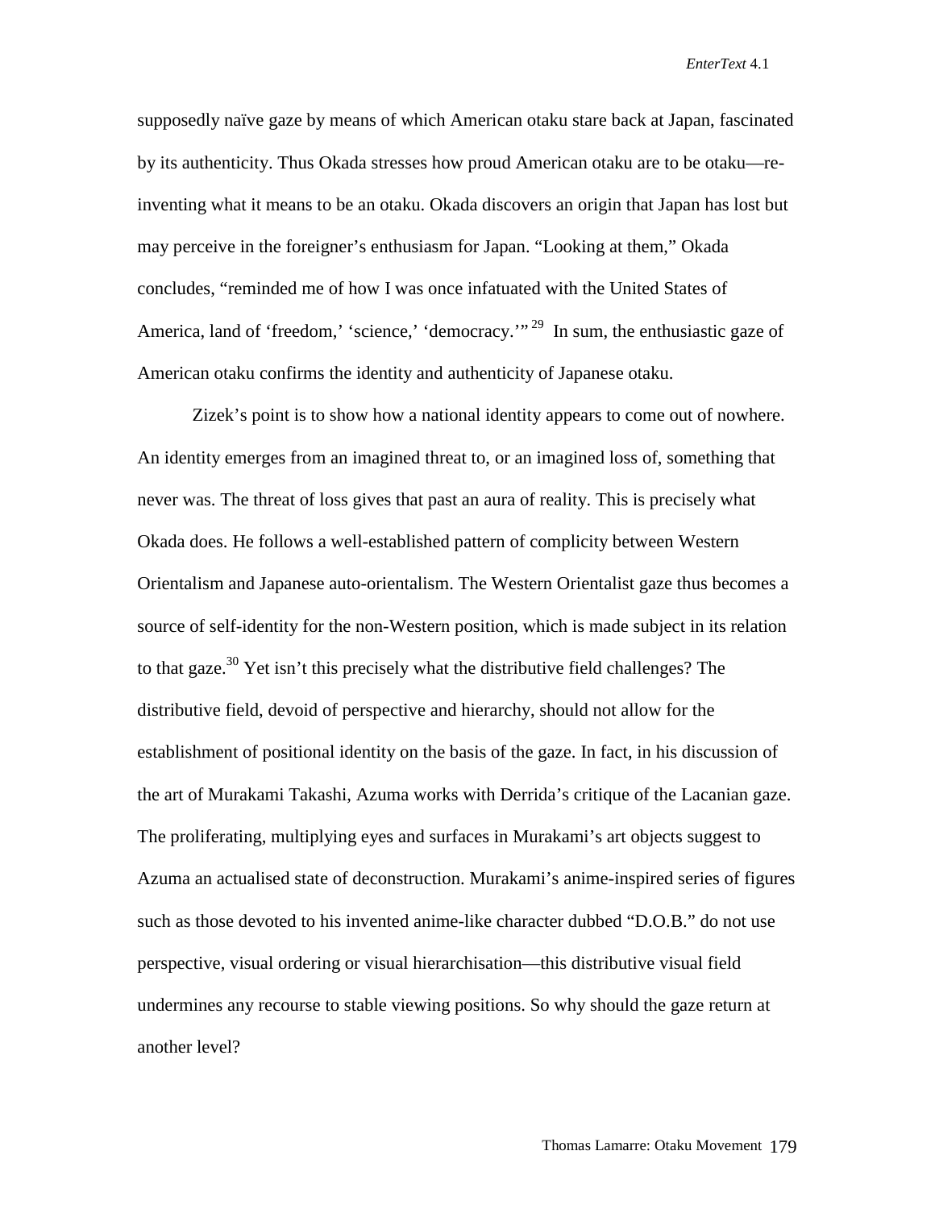supposedly naïve gaze by means of which American otaku stare back at Japan, fascinated by its authenticity. Thus Okada stresses how proud American otaku are to be otaku—re-inventing what it means to be an otaku. Okada discovers an origin that Japan has lost but may perceive in the foreigner's enthusiasm for Japan. "Looking at them," Okada concludes, "reminded me of how I was once infatuated with the United States of America, land of 'freedom,' 'science,' 'democracy.'"[29] In sum, the enthusiastic gaze of American otaku confirms the identity and authenticity of Japanese otaku.

Zizek's point is to show how a national identity appears to come out of nowhere. An identity emerges from an imagined threat to, or an imagined loss of, something that never was. The threat of loss gives that past an aura of reality. This is precisely what Okada does. He follows a well-established pattern of complicity between Western Orientalism and Japanese auto-orientalism. The Western Orientalist gaze thus becomes a source of self-identity for the non-Western position, which is made subject in its relation to that gaze.[30] Yet isn't this precisely what the distributive field challenges? The distributive field, devoid of perspective and hierarchy, should not allow for the establishment of positional identity on the basis of the gaze. In fact, in his discussion of the art of Murakami Takashi, Azuma works with Derrida's critique of the Lacanian gaze. The proliferating, multiplying eyes and surfaces in Murakami's art objects suggest to Azuma an actualised state of deconstruction. Murakami's anime-inspired series of figures such as those devoted to his invented anime-like character dubbed "D.O.B." do not use perspective, visual ordering or visual hierarchisation—this distributive visual field undermines any recourse to stable viewing positions. So why should the gaze return at another level?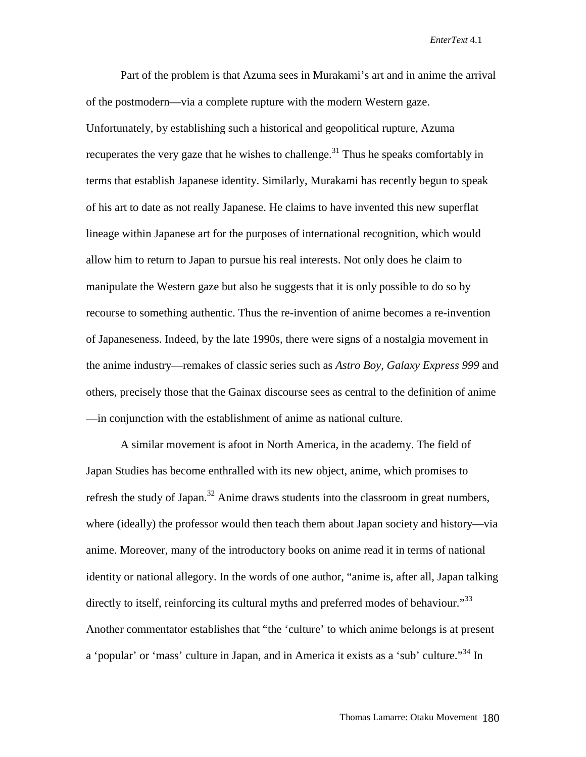Part of the problem is that Azuma sees in Murakami's art and in anime the arrival of the postmodern—via a complete rupture with the modern Western gaze. Unfortunately, by establishing such a historical and geopolitical rupture, Azuma recuperates the very gaze that he wishes to challenge.[31] Thus he speaks comfortably in terms that establish Japanese identity. Similarly, Murakami has recently begun to speak of his art to date as not really Japanese. He claims to have invented this new superflat lineage within Japanese art for the purposes of international recognition, which would allow him to return to Japan to pursue his real interests. Not only does he claim to manipulate the Western gaze but also he suggests that it is only possible to do so by recourse to something authentic. Thus the re-invention of anime becomes a re-invention of Japaneseness. Indeed, by the late 1990s, there were signs of a nostalgia movement in the anime industry—remakes of classic series such as *Astro Boy*, *Galaxy Express 999* and others, precisely those that the Gainax discourse sees as central to the definition of anime —in conjunction with the establishment of anime as national culture.

A similar movement is afoot in North America, in the academy. The field of Japan Studies has become enthralled with its new object, anime, which promises to refresh the study of Japan.[32] Anime draws students into the classroom in great numbers, where (ideally) the professor would then teach them about Japan society and history—via anime. Moreover, many of the introductory books on anime read it in terms of national identity or national allegory. In the words of one author, "anime is, after all, Japan talking directly to itself, reinforcing its cultural myths and preferred modes of behaviour."[33] Another commentator establishes that "the 'culture' to which anime belongs is at present a 'popular' or 'mass' culture in Japan, and in America it exists as a 'sub' culture."[34] In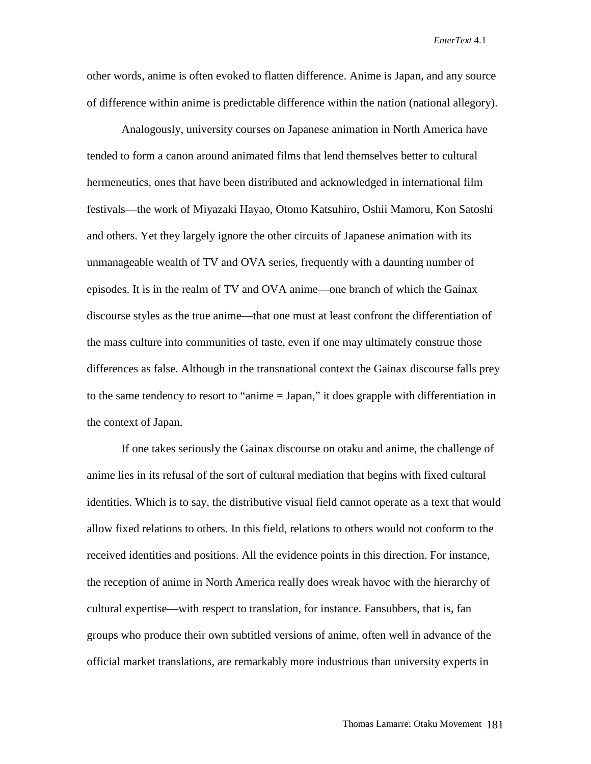other words, anime is often evoked to flatten difference. Anime is Japan, and any source of difference within anime is predictable difference within the nation (national allegory).

Analogously, university courses on Japanese animation in North America have tended to form a canon around animated films that lend themselves better to cultural hermeneutics, ones that have been distributed and acknowledged in international film festivals—the work of Miyazaki Hayao, Otomo Katsuhiro, Oshii Mamoru, Kon Satoshi and others. Yet they largely ignore the other circuits of Japanese animation with its unmanageable wealth of TV and OVA series, frequently with a daunting number of episodes. It is in the realm of TV and OVA anime—one branch of which the Gainax discourse styles as the true anime—that one must at least confront the differentiation of the mass culture into communities of taste, even if one may ultimately construe those differences as false. Although in the transnational context the Gainax discourse falls prey to the same tendency to resort to "anime = Japan," it does grapple with differentiation in the context of Japan.

If one takes seriously the Gainax discourse on otaku and anime, the challenge of anime lies in its refusal of the sort of cultural mediation that begins with fixed cultural identities. Which is to say, the distributive visual field cannot operate as a text that would allow fixed relations to others. In this field, relations to others would not conform to the received identities and positions. All the evidence points in this direction. For instance, the reception of anime in North America really does wreak havoc with the hierarchy of cultural expertise—with respect to translation, for instance. Fansubbers, that is, fan groups who produce their own subtitled versions of anime, often well in advance of the official market translations, are remarkably more industrious than university experts in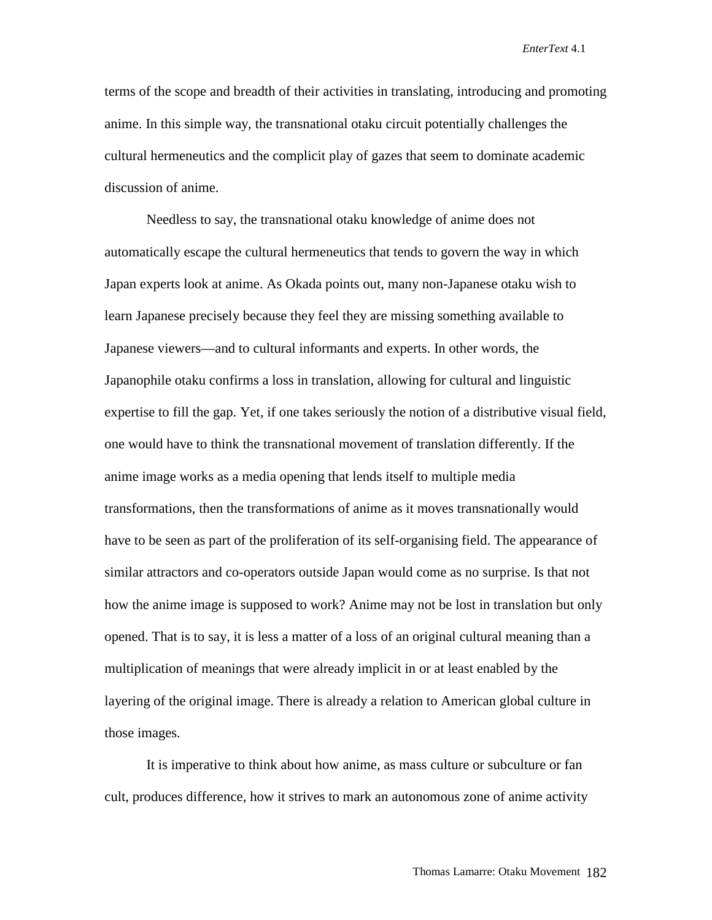terms of the scope and breadth of their activities in translating, introducing and promoting anime. In this simple way, the transnational otaku circuit potentially challenges the cultural hermeneutics and the complicit play of gazes that seem to dominate academic discussion of anime.

Needless to say, the transnational otaku knowledge of anime does not automatically escape the cultural hermeneutics that tends to govern the way in which Japan experts look at anime. As Okada points out, many non-Japanese otaku wish to learn Japanese precisely because they feel they are missing something available to Japanese viewers—and to cultural informants and experts. In other words, the Japanophile otaku confirms a loss in translation, allowing for cultural and linguistic expertise to fill the gap. Yet, if one takes seriously the notion of a distributive visual field, one would have to think the transnational movement of translation differently. If the anime image works as a media opening that lends itself to multiple media transformations, then the transformations of anime as it moves transnationally would have to be seen as part of the proliferation of its self-organising field. The appearance of similar attractors and co-operators outside Japan would come as no surprise. Is that not how the anime image is supposed to work? Anime may not be lost in translation but only opened. That is to say, it is less a matter of a loss of an original cultural meaning than a multiplication of meanings that were already implicit in or at least enabled by the layering of the original image. There is already a relation to American global culture in those images.

It is imperative to think about how anime, as mass culture or subculture or fan cult, produces difference, how it strives to mark an autonomous zone of anime activity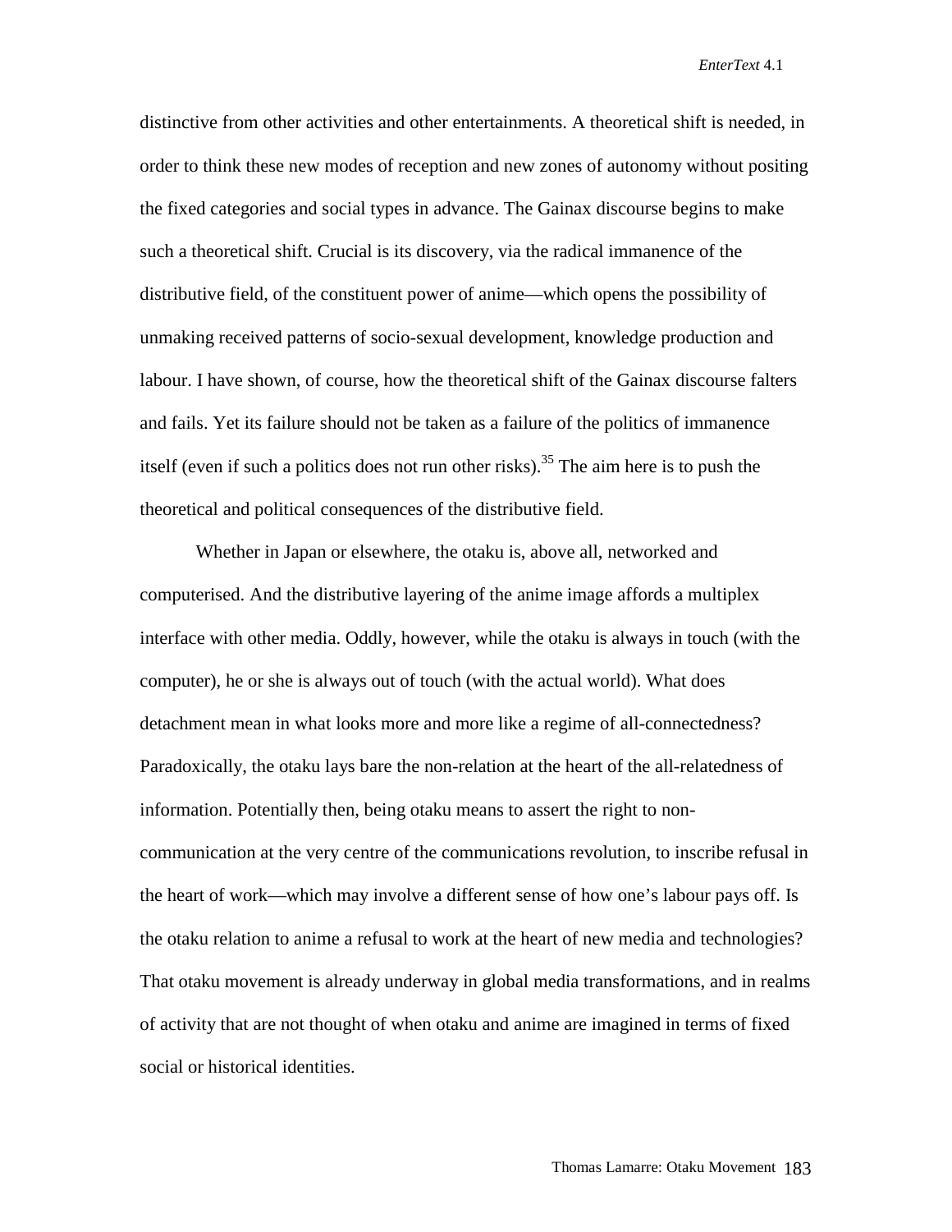distinctive from other activities and other entertainments. A theoretical shift is needed, in order to think these new modes of reception and new zones of autonomy without positing the fixed categories and social types in advance. The Gainax discourse begins to make such a theoretical shift. Crucial is its discovery, via the radical immanence of the distributive field, of the constituent power of anime—which opens the possibility of unmaking received patterns of socio-sexual development, knowledge production and labour. I have shown, of course, how the theoretical shift of the Gainax discourse falters and fails. Yet its failure should not be taken as a failure of the politics of immanence itself (even if such a politics does not run other risks).[35] The aim here is to push the theoretical and political consequences of the distributive field.

Whether in Japan or elsewhere, the otaku is, above all, networked and computerised. And the distributive layering of the anime image affords a multiplex interface with other media. Oddly, however, while the otaku is always in touch (with the computer), he or she is always out of touch (with the actual world). What does detachment mean in what looks more and more like a regime of all-connectedness? Paradoxically, the otaku lays bare the non-relation at the heart of the all-relatedness of information. Potentially then, being otaku means to assert the right to non-communication at the very centre of the communications revolution, to inscribe refusal in the heart of work—which may involve a different sense of how one's labour pays off. Is the otaku relation to anime a refusal to work at the heart of new media and technologies? That otaku movement is already underway in global media transformations, and in realms of activity that are not thought of when otaku and anime are imagined in terms of fixed social or historical identities.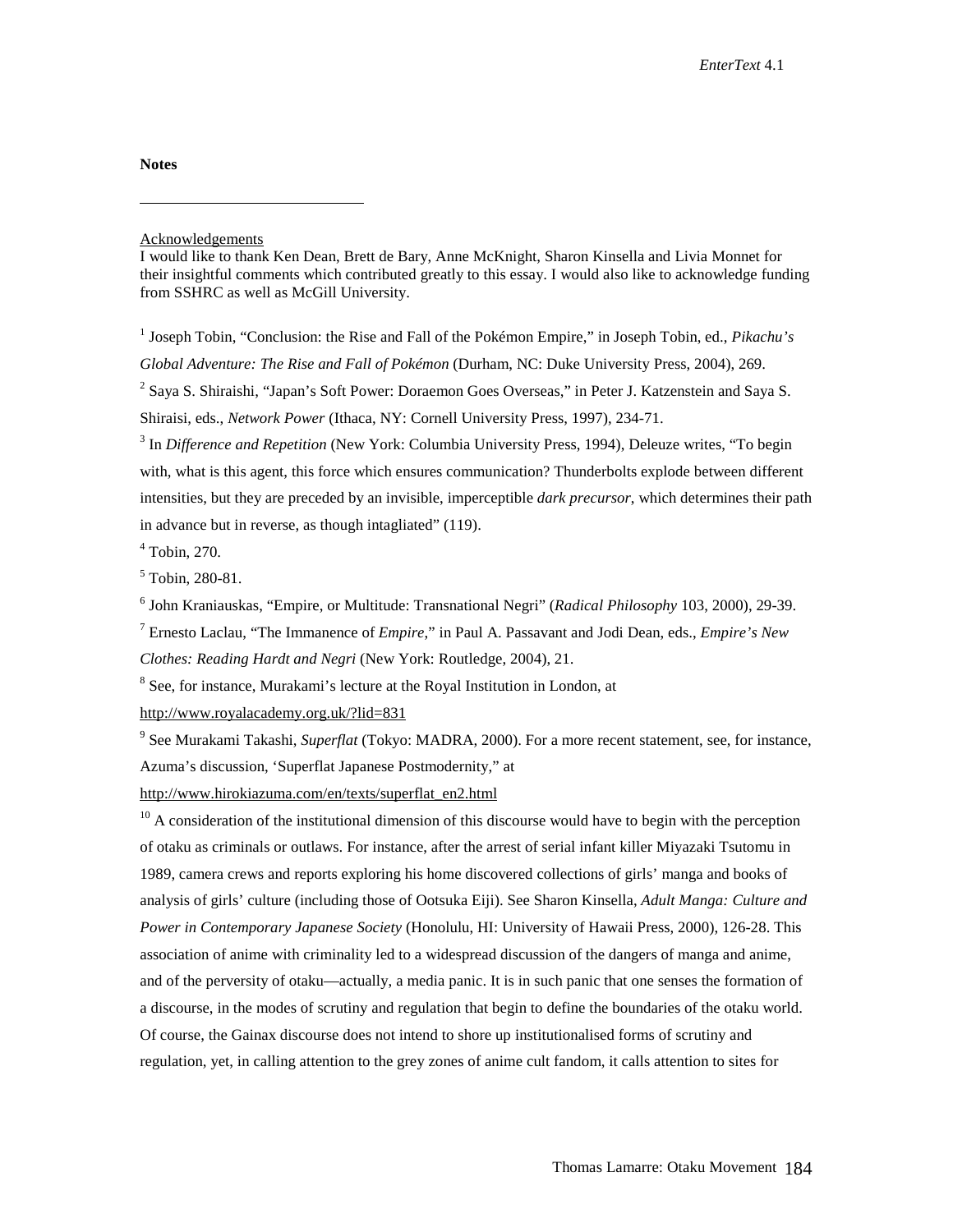**Notes**

---

Acknowledgements

I would like to thank Ken Dean, Brett de Bary, Anne McKnight, Sharon Kinsella and Livia Monnet for their insightful comments which contributed greatly to this essay. I would also like to acknowledge funding from SSHRC as well as McGill University.

[1] Joseph Tobin, "Conclusion: the Rise and Fall of the Pokémon Empire," in Joseph Tobin, ed., *Pikachu's Global Adventure: The Rise and Fall of Pokémon* (Durham, NC: Duke University Press, 2004), 269.

[2] Saya S. Shiraishi, "Japan's Soft Power: Doraemon Goes Overseas," in Peter J. Katzenstein and Saya S. Shiraisi, eds., *Network Power* (Ithaca, NY: Cornell University Press, 1997), 234-71.

[3] In *Difference and Repetition* (New York: Columbia University Press, 1994), Deleuze writes, "To begin with, what is this agent, this force which ensures communication? Thunderbolts explode between different intensities, but they are preceded by an invisible, imperceptible *dark precursor*, which determines their path in advance but in reverse, as though intagliated" (119).

[4] Tobin, 270.

[5] Tobin, 280-81.

[6] John Kraniauskas, "Empire, or Multitude: Transnational Negri" (*Radical Philosophy* 103, 2000), 29-39.

[7] Ernesto Laclau, "The Immanence of *Empire*," in Paul A. Passavant and Jodi Dean, eds., *Empire's New Clothes: Reading Hardt and Negri* (New York: Routledge, 2004), 21.

[8] See, for instance, Murakami's lecture at the Royal Institution in London, at http://www.royalacademy.org.uk/?lid=831

[9] See Murakami Takashi, *Superflat* (Tokyo: MADRA, 2000). For a more recent statement, see, for instance, Azuma's discussion, 'Superflat Japanese Postmodernity," at http://www.hirokiazuma.com/en/texts/superflat_en2.html

[10] A consideration of the institutional dimension of this discourse would have to begin with the perception of otaku as criminals or outlaws. For instance, after the arrest of serial infant killer Miyazaki Tsutomu in 1989, camera crews and reports exploring his home discovered collections of girls' manga and books of analysis of girls' culture (including those of Ootsuka Eiji). See Sharon Kinsella, *Adult Manga: Culture and Power in Contemporary Japanese Society* (Honolulu, HI: University of Hawaii Press, 2000), 126-28. This association of anime with criminality led to a widespread discussion of the dangers of manga and anime, and of the perversity of otaku—actually, a media panic. It is in such panic that one senses the formation of a discourse, in the modes of scrutiny and regulation that begin to define the boundaries of the otaku world. Of course, the Gainax discourse does not intend to shore up institutionalised forms of scrutiny and regulation, yet, in calling attention to the grey zones of anime cult fandom, it calls attention to sites for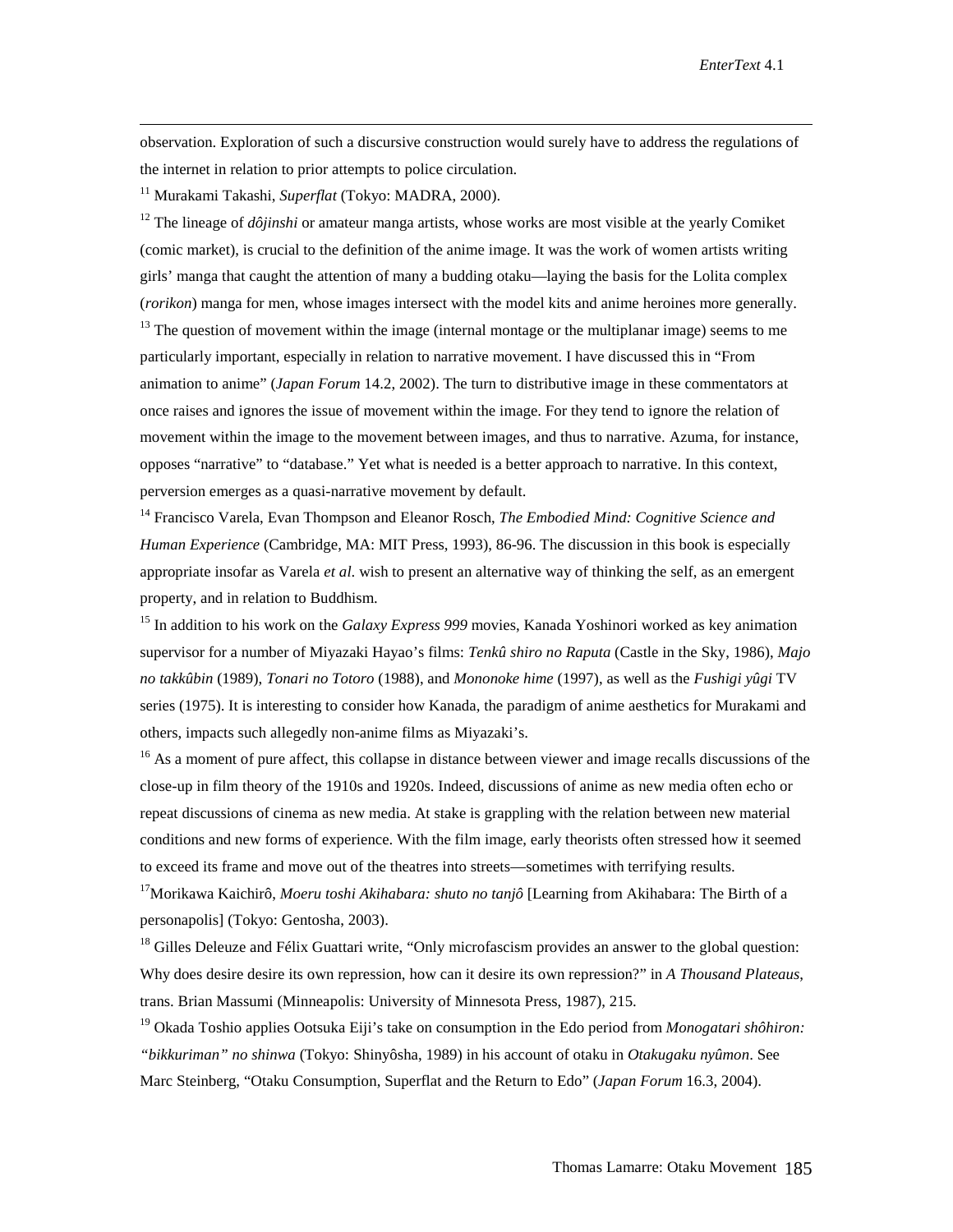observation. Exploration of such a discursive construction would surely have to address the regulations of the internet in relation to prior attempts to police circulation.

[11] Murakami Takashi, *Superflat* (Tokyo: MADRA, 2000).

[12] The lineage of *dôjinshi* or amateur manga artists, whose works are most visible at the yearly Comiket (comic market), is crucial to the definition of the anime image. It was the work of women artists writing girls' manga that caught the attention of many a budding otaku—laying the basis for the Lolita complex (*rorikon*) manga for men, whose images intersect with the model kits and anime heroines more generally.

[13] The question of movement within the image (internal montage or the multiplanar image) seems to me particularly important, especially in relation to narrative movement. I have discussed this in "From animation to anime" (*Japan Forum* 14.2, 2002). The turn to distributive image in these commentators at once raises and ignores the issue of movement within the image. For they tend to ignore the relation of movement within the image to the movement between images, and thus to narrative. Azuma, for instance, opposes "narrative" to "database." Yet what is needed is a better approach to narrative. In this context, perversion emerges as a quasi-narrative movement by default.

[14] Francisco Varela, Evan Thompson and Eleanor Rosch, *The Embodied Mind: Cognitive Science and Human Experience* (Cambridge, MA: MIT Press, 1993), 86-96. The discussion in this book is especially appropriate insofar as Varela *et al.* wish to present an alternative way of thinking the self, as an emergent property, and in relation to Buddhism.

[15] In addition to his work on the *Galaxy Express 999* movies, Kanada Yoshinori worked as key animation supervisor for a number of Miyazaki Hayao's films: *Tenkû shiro no Raputa* (Castle in the Sky, 1986), *Majo no takkûbin* (1989), *Tonari no Totoro* (1988), and *Mononoke hime* (1997), as well as the *Fushigi yûgi* TV series (1975). It is interesting to consider how Kanada, the paradigm of anime aesthetics for Murakami and others, impacts such allegedly non-anime films as Miyazaki's.

[16] As a moment of pure affect, this collapse in distance between viewer and image recalls discussions of the close-up in film theory of the 1910s and 1920s. Indeed, discussions of anime as new media often echo or repeat discussions of cinema as new media. At stake is grappling with the relation between new material conditions and new forms of experience. With the film image, early theorists often stressed how it seemed to exceed its frame and move out of the theatres into streets—sometimes with terrifying results.

[17] Morikawa Kaichirô, *Moeru toshi Akihabara: shuto no tanjô* [Learning from Akihabara: The Birth of a personapolis] (Tokyo: Gentosha, 2003).

[18] Gilles Deleuze and Félix Guattari write, "Only microfascism provides an answer to the global question: Why does desire desire its own repression, how can it desire its own repression?" in *A Thousand Plateaus*, trans. Brian Massumi (Minneapolis: University of Minnesota Press, 1987), 215.

[19] Okada Toshio applies Ootsuka Eiji's take on consumption in the Edo period from *Monogatari shôhiron: "bikkuriman" no shinwa* (Tokyo: Shinyôsha, 1989) in his account of otaku in *Otakugaku nyûmon*. See Marc Steinberg, "Otaku Consumption, Superflat and the Return to Edo" (*Japan Forum* 16.3, 2004).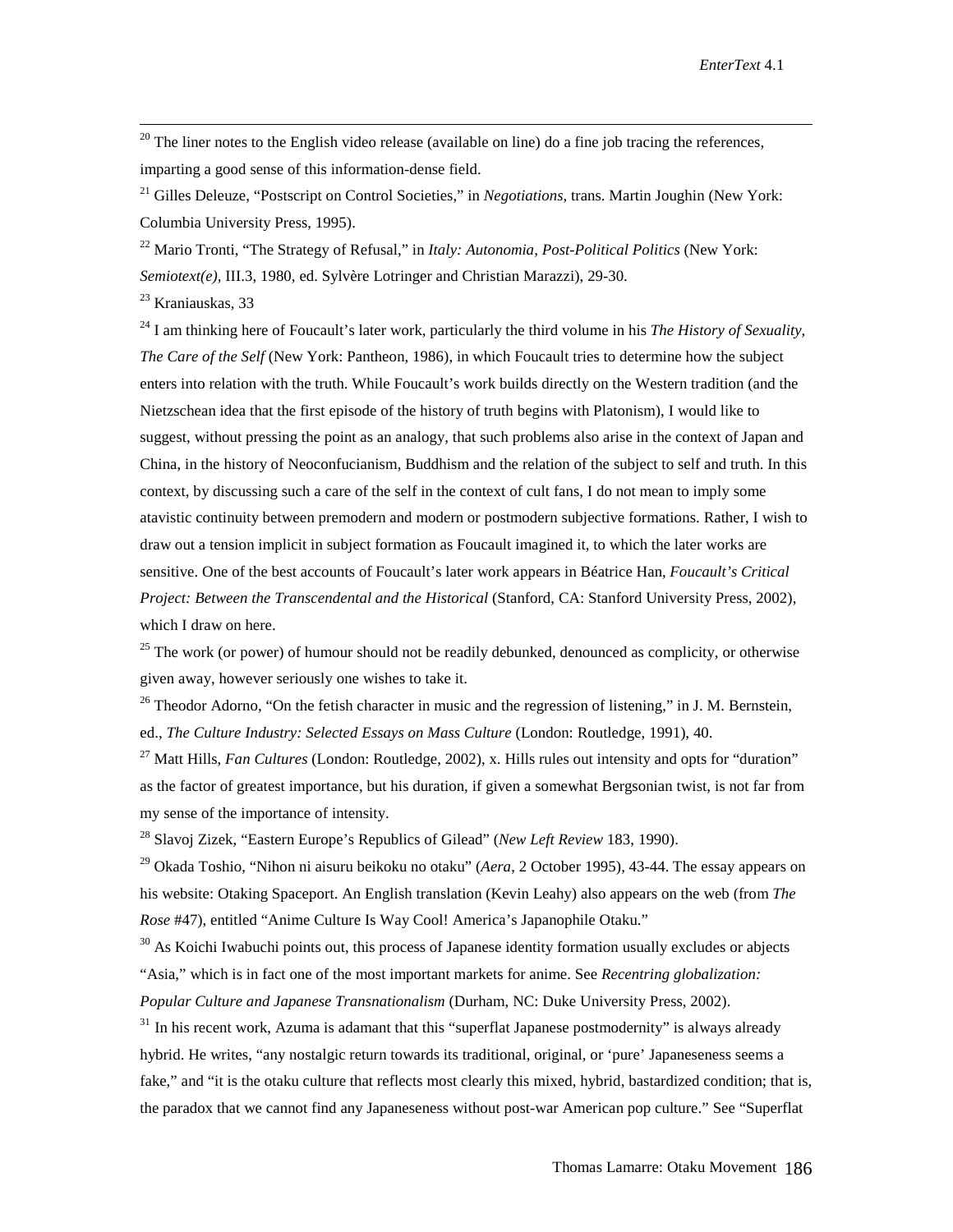[20] The liner notes to the English video release (available on line) do a fine job tracing the references, imparting a good sense of this information-dense field.

[21] Gilles Deleuze, "Postscript on Control Societies," in *Negotiations*, trans. Martin Joughin (New York: Columbia University Press, 1995).

[22] Mario Tronti, "The Strategy of Refusal," in *Italy: Autonomia, Post-Political Politics* (New York: *Semiotext(e)*, III.3, 1980, ed. Sylvère Lotringer and Christian Marazzi), 29-30.

[23] Kraniauskas, 33

[24] I am thinking here of Foucault's later work, particularly the third volume in his *The History of Sexuality, The Care of the Self* (New York: Pantheon, 1986), in which Foucault tries to determine how the subject enters into relation with the truth. While Foucault's work builds directly on the Western tradition (and the Nietzschean idea that the first episode of the history of truth begins with Platonism), I would like to suggest, without pressing the point as an analogy, that such problems also arise in the context of Japan and China, in the history of Neoconfucianism, Buddhism and the relation of the subject to self and truth. In this context, by discussing such a care of the self in the context of cult fans, I do not mean to imply some atavistic continuity between premodern and modern or postmodern subjective formations. Rather, I wish to draw out a tension implicit in subject formation as Foucault imagined it, to which the later works are sensitive. One of the best accounts of Foucault's later work appears in Béatrice Han, *Foucault's Critical Project: Between the Transcendental and the Historical* (Stanford, CA: Stanford University Press, 2002), which I draw on here.

[25] The work (or power) of humour should not be readily debunked, denounced as complicity, or otherwise given away, however seriously one wishes to take it.

[26] Theodor Adorno, "On the fetish character in music and the regression of listening," in J. M. Bernstein, ed., *The Culture Industry: Selected Essays on Mass Culture* (London: Routledge, 1991), 40.

[27] Matt Hills, *Fan Cultures* (London: Routledge, 2002), x. Hills rules out intensity and opts for "duration" as the factor of greatest importance, but his duration, if given a somewhat Bergsonian twist, is not far from my sense of the importance of intensity.

[28] Slavoj Zizek, "Eastern Europe's Republics of Gilead" (*New Left Review* 183, 1990).

[29] Okada Toshio, "Nihon ni aisuru beikoku no otaku" (*Aera*, 2 October 1995), 43-44. The essay appears on his website: Otaking Spaceport. An English translation (Kevin Leahy) also appears on the web (from *The Rose* #47), entitled "Anime Culture Is Way Cool! America's Japanophile Otaku."

[30] As Koichi Iwabuchi points out, this process of Japanese identity formation usually excludes or abjects "Asia," which is in fact one of the most important markets for anime. See *Recentring globalization: Popular Culture and Japanese Transnationalism* (Durham, NC: Duke University Press, 2002).

[31] In his recent work, Azuma is adamant that this "superflat Japanese postmodernity" is always already hybrid. He writes, "any nostalgic return towards its traditional, original, or 'pure' Japaneseness seems a fake," and "it is the otaku culture that reflects most clearly this mixed, hybrid, bastardized condition; that is, the paradox that we cannot find any Japaneseness without post-war American pop culture." See "Superflat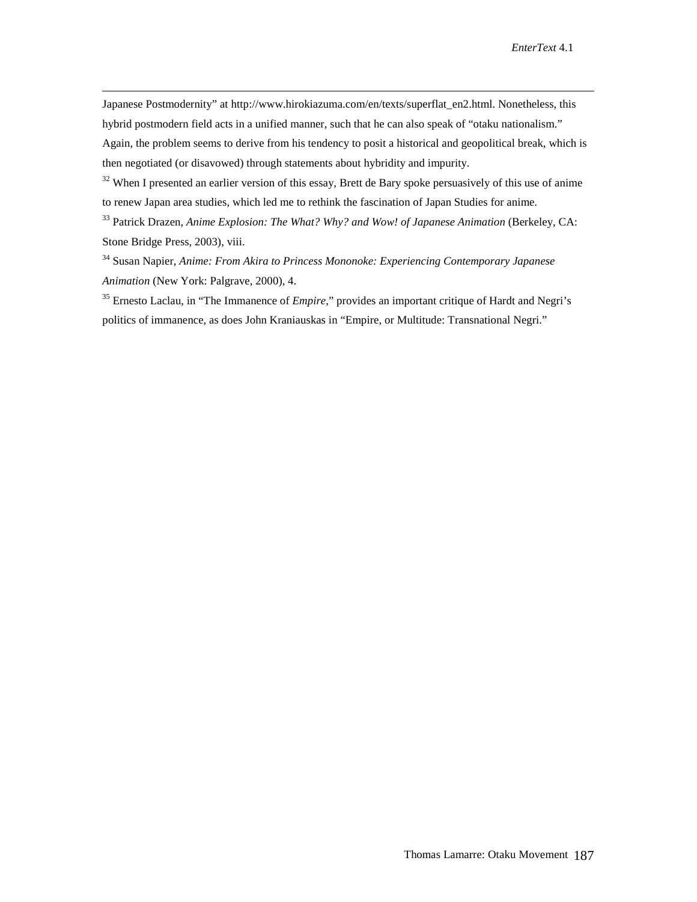Japanese Postmodernity" at http://www.hirokiazuma.com/en/texts/superflat_en2.html. Nonetheless, this hybrid postmodern field acts in a unified manner, such that he can also speak of "otaku nationalism." Again, the problem seems to derive from his tendency to posit a historical and geopolitical break, which is then negotiated (or disavowed) through statements about hybridity and impurity.

[32] When I presented an earlier version of this essay, Brett de Bary spoke persuasively of this use of anime to renew Japan area studies, which led me to rethink the fascination of Japan Studies for anime.

[33] Patrick Drazen, *Anime Explosion: The What? Why? and Wow! of Japanese Animation* (Berkeley, CA: Stone Bridge Press, 2003), viii.

[34] Susan Napier, *Anime: From Akira to Princess Mononoke: Experiencing Contemporary Japanese Animation* (New York: Palgrave, 2000), 4.

[35] Ernesto Laclau, in "The Immanence of *Empire*," provides an important critique of Hardt and Negri's politics of immanence, as does John Kraniauskas in "Empire, or Multitude: Transnational Negri."